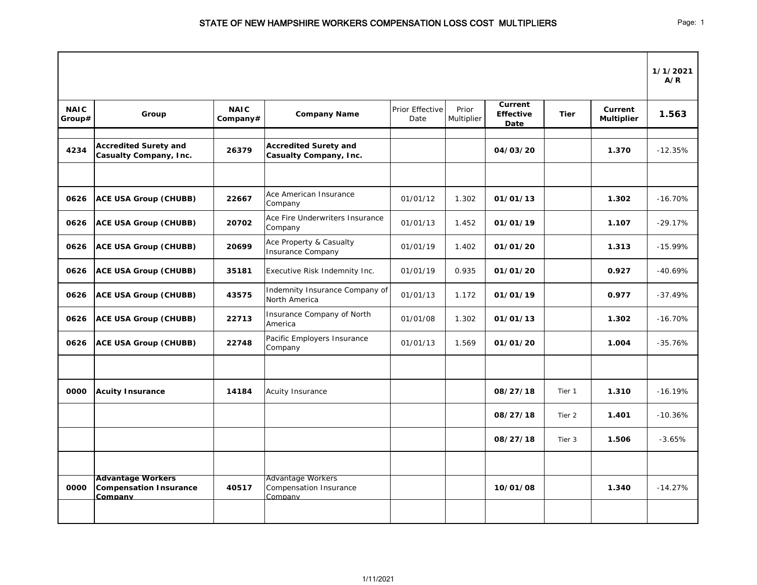# STATE OF NEW HAMPSHIRE WORKERS COMPENSATION LOSS COST MULTIPLIERS

| NAIC Group# | Group | NAIC Company# | Company Name | Prior Effective Date | Prior Multiplier | Current Effective Date | Tier | Current Multiplier | 1/1/2021 A/R 1.563 |
|---|---|---|---|---|---|---|---|---|---|
| 4234 | **Accredited Surety and Casualty Company, Inc.** | 26379 | **Accredited Surety and Casualty Company, Inc.** | | | 04/03/20 | | 1.370 | -12.35% |
| | | | | | | | | | |
| 0626 | **ACE USA Group (CHUBB)** | 22667 | Ace American Insurance Company | 01/01/12 | 1.302 | 01/01/13 | | 1.302 | -16.70% |
| 0626 | **ACE USA Group (CHUBB)** | 20702 | Ace Fire Underwriters Insurance Company | 01/01/13 | 1.452 | 01/01/19 | | 1.107 | -29.17% |
| 0626 | **ACE USA Group (CHUBB)** | 20699 | Ace Property & Casualty Insurance Company | 01/01/19 | 1.402 | 01/01/20 | | 1.313 | -15.99% |
| 0626 | **ACE USA Group (CHUBB)** | 35181 | Executive Risk Indemnity Inc. | 01/01/19 | 0.935 | 01/01/20 | | 0.927 | -40.69% |
| 0626 | **ACE USA Group (CHUBB)** | 43575 | Indemnity Insurance Company of North America | 01/01/13 | 1.172 | 01/01/19 | | 0.977 | -37.49% |
| 0626 | **ACE USA Group (CHUBB)** | 22713 | Insurance Company of North America | 01/01/08 | 1.302 | 01/01/13 | | 1.302 | -16.70% |
| 0626 | **ACE USA Group (CHUBB)** | 22748 | Pacific Employers Insurance Company | 01/01/13 | 1.569 | 01/01/20 | | 1.004 | -35.76% |
| | | | | | | | | | |
| 0000 | **Acuity Insurance** | 14184 | Acuity Insurance | | | 08/27/18 | Tier 1 | 1.310 | -16.19% |
| | | | | | | 08/27/18 | Tier 2 | 1.401 | -10.36% |
| | | | | | | 08/27/18 | Tier 3 | 1.506 | -3.65% |
| | | | | | | | | | |
| 0000 | **Advantage Workers Compensation Insurance Company** | 40517 | Advantage Workers Compensation Insurance Company | | | 10/01/08 | | 1.340 | -14.27% |
| | | | | | | | | | |

1/11/2021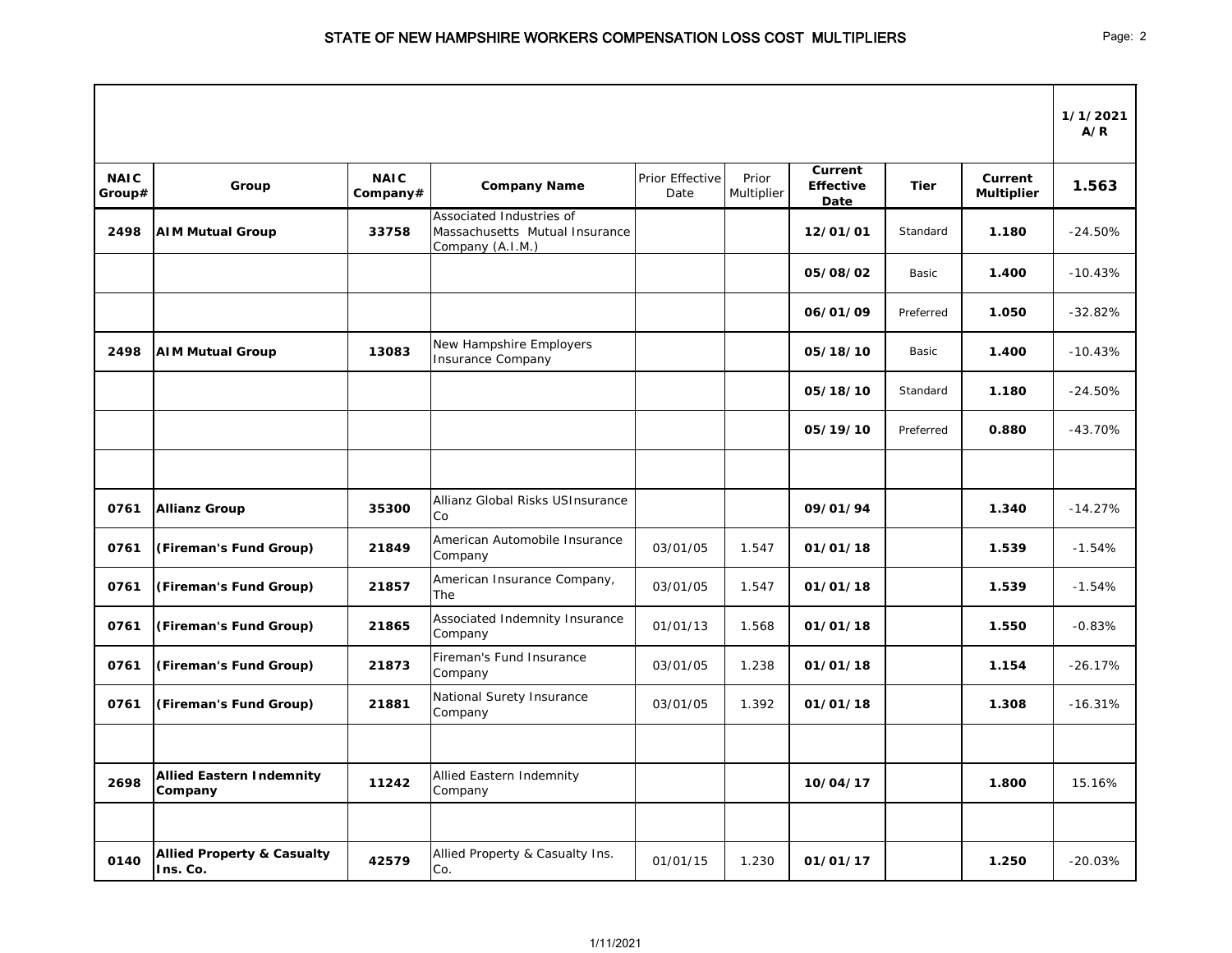# STATE OF NEW HAMPSHIRE WORKERS COMPENSATION LOSS COST MULTIPLIERS

| | | | | | | | | | 1/1/2021 A/R |
|---|---|---|---|---|---|---|---|---|---|
| **NAIC Group#** | **Group** | **NAIC Company#** | **Company Name** | Prior Effective Date | Prior Multiplier | **Current Effective Date** | **Tier** | **Current Multiplier** | **1.563** |
| **2498** | **AIM Mutual Group** | **33758** | Associated Industries of Massachusetts Mutual Insurance Company (A.I.M.) | | | **12/01/01** | Standard | **1.180** | -24.50% |
| | | | | | | **05/08/02** | Basic | **1.400** | -10.43% |
| | | | | | | **06/01/09** | Preferred | **1.050** | -32.82% |
| **2498** | **AIM Mutual Group** | **13083** | New Hampshire Employers Insurance Company | | | **05/18/10** | Basic | **1.400** | -10.43% |
| | | | | | | **05/18/10** | Standard | **1.180** | -24.50% |
| | | | | | | **05/19/10** | Preferred | **0.880** | -43.70% |
| | | | | | | | | | |
| **0761** | **Allianz Group** | **35300** | Allianz Global Risks USInsurance Co | | | **09/01/94** | | **1.340** | -14.27% |
| **0761** | **(Fireman's Fund Group)** | **21849** | American Automobile Insurance Company | 03/01/05 | 1.547 | **01/01/18** | | **1.539** | -1.54% |
| **0761** | **(Fireman's Fund Group)** | **21857** | American Insurance Company, The | 03/01/05 | 1.547 | **01/01/18** | | **1.539** | -1.54% |
| **0761** | **(Fireman's Fund Group)** | **21865** | Associated Indemnity Insurance Company | 01/01/13 | 1.568 | **01/01/18** | | **1.550** | -0.83% |
| **0761** | **(Fireman's Fund Group)** | **21873** | Fireman's Fund Insurance Company | 03/01/05 | 1.238 | **01/01/18** | | **1.154** | -26.17% |
| **0761** | **(Fireman's Fund Group)** | **21881** | National Surety Insurance Company | 03/01/05 | 1.392 | **01/01/18** | | **1.308** | -16.31% |
| | | | | | | | | | |
| **2698** | **Allied Eastern Indemnity Company** | **11242** | Allied Eastern Indemnity Company | | | **10/04/17** | | **1.800** | 15.16% |
| | | | | | | | | | |
| **0140** | **Allied Property & Casualty Ins. Co.** | **42579** | Allied Property & Casualty Ins. Co. | 01/01/15 | 1.230 | **01/01/17** | | **1.250** | -20.03% |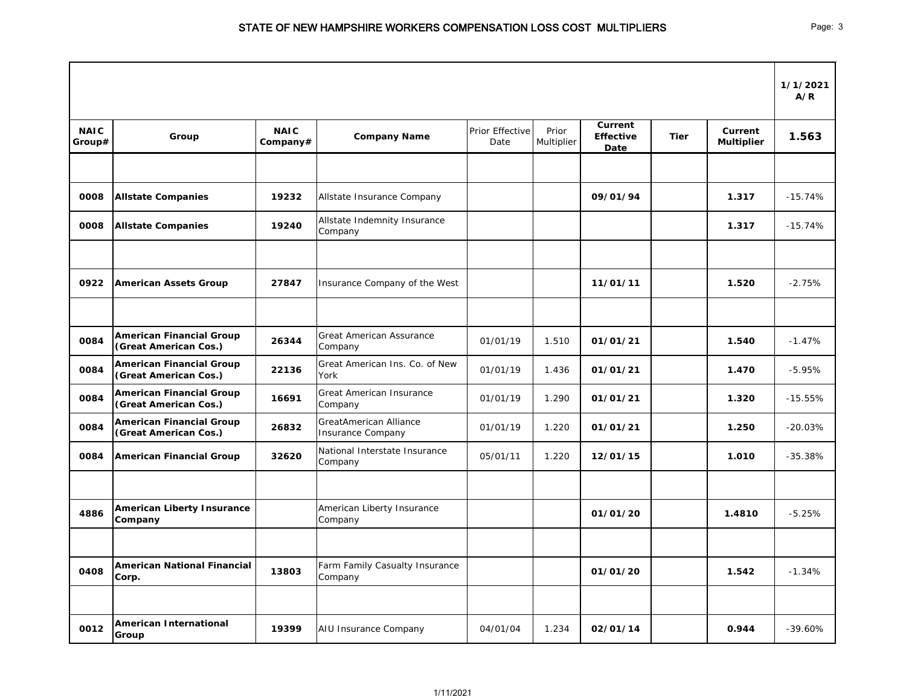# STATE OF NEW HAMPSHIRE WORKERS COMPENSATION LOSS COST MULTIPLIERS

| NAIC Group# | Group | NAIC Company# | Company Name | Prior Effective Date | Prior Multiplier | Current Effective Date | Tier | Current Multiplier | 1/1/2021 A/R 1.563 |
|---|---|---|---|---|---|---|---|---|---|
| | | | | | | | | | |
| 0008 | **Allstate Companies** | 19232 | Allstate Insurance Company | | | 09/01/94 | | 1.317 | -15.74% |
| 0008 | **Allstate Companies** | 19240 | Allstate Indemnity Insurance Company | | | | | 1.317 | -15.74% |
| | | | | | | | | | |
| 0922 | **American Assets Group** | 27847 | Insurance Company of the West | | | 11/01/11 | | 1.520 | -2.75% |
| | | | | | | | | | |
| 0084 | **American Financial Group (Great American Cos.)** | 26344 | Great American Assurance Company | 01/01/19 | 1.510 | 01/01/21 | | 1.540 | -1.47% |
| 0084 | **American Financial Group (Great American Cos.)** | 22136 | Great American Ins. Co. of New York | 01/01/19 | 1.436 | 01/01/21 | | 1.470 | -5.95% |
| 0084 | **American Financial Group (Great American Cos.)** | 16691 | Great American Insurance Company | 01/01/19 | 1.290 | 01/01/21 | | 1.320 | -15.55% |
| 0084 | **American Financial Group (Great American Cos.)** | 26832 | GreatAmerican Alliance Insurance Company | 01/01/19 | 1.220 | 01/01/21 | | 1.250 | -20.03% |
| 0084 | **American Financial Group** | 32620 | National Interstate Insurance Company | 05/01/11 | 1.220 | 12/01/15 | | 1.010 | -35.38% |
| | | | | | | | | | |
| 4886 | **American Liberty Insurance Company** | | American Liberty Insurance Company | | | 01/01/20 | | 1.4810 | -5.25% |
| | | | | | | | | | |
| 0408 | **American National Financial Corp.** | 13803 | Farm Family Casualty Insurance Company | | | 01/01/20 | | 1.542 | -1.34% |
| | | | | | | | | | |
| 0012 | **American International Group** | 19399 | AIU Insurance Company | 04/01/04 | 1.234 | 02/01/14 | | 0.944 | -39.60% |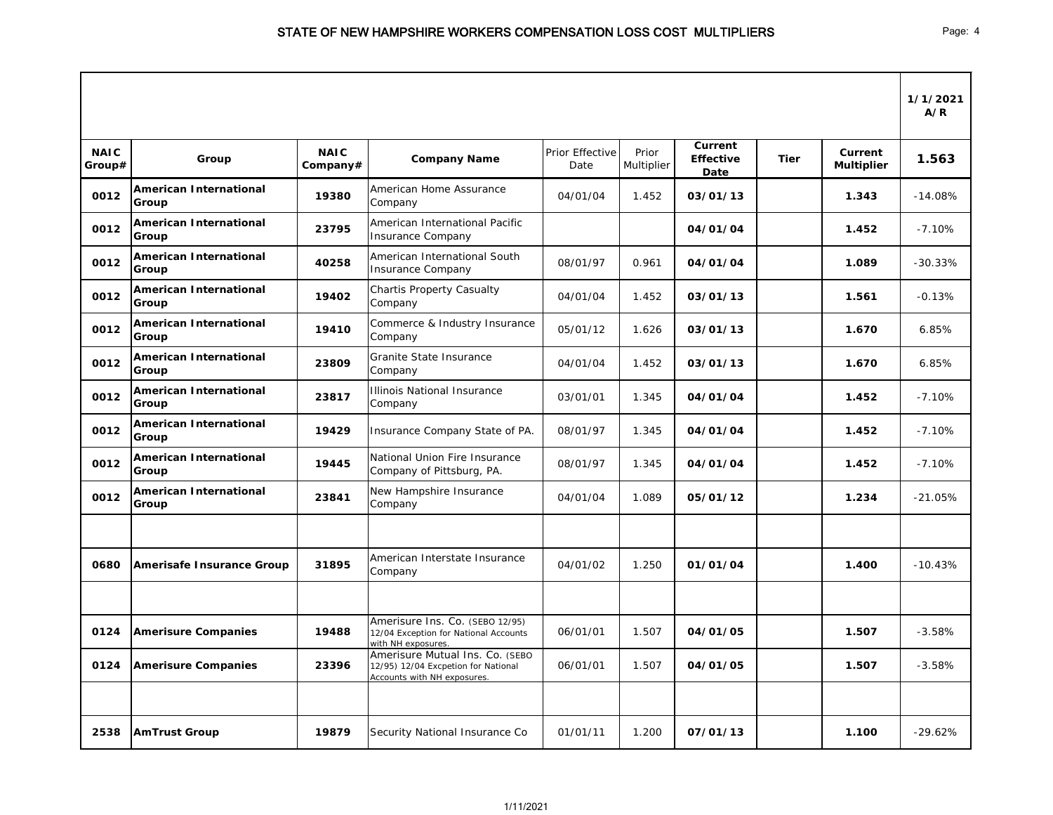# STATE OF NEW HAMPSHIRE WORKERS COMPENSATION LOSS COST MULTIPLIERS

| | | | | | | | | | 1/1/2021 A/R |
|---|---|---|---|---|---|---|---|---|---|
| **NAIC Group#** | **Group** | **NAIC Company#** | **Company Name** | Prior Effective Date | Prior Multiplier | **Current Effective Date** | **Tier** | **Current Multiplier** | **1.563** |
| **0012** | **American International Group** | **19380** | American Home Assurance Company | 04/01/04 | 1.452 | **03/01/13** | | **1.343** | -14.08% |
| **0012** | **American International Group** | **23795** | American International Pacific Insurance Company | | | **04/01/04** | | **1.452** | -7.10% |
| **0012** | **American International Group** | **40258** | American International South Insurance Company | 08/01/97 | 0.961 | **04/01/04** | | **1.089** | -30.33% |
| **0012** | **American International Group** | **19402** | Chartis Property Casualty Company | 04/01/04 | 1.452 | **03/01/13** | | **1.561** | -0.13% |
| **0012** | **American International Group** | **19410** | Commerce & Industry Insurance Company | 05/01/12 | 1.626 | **03/01/13** | | **1.670** | 6.85% |
| **0012** | **American International Group** | **23809** | Granite State Insurance Company | 04/01/04 | 1.452 | **03/01/13** | | **1.670** | 6.85% |
| **0012** | **American International Group** | **23817** | Illinois National Insurance Company | 03/01/01 | 1.345 | **04/01/04** | | **1.452** | -7.10% |
| **0012** | **American International Group** | **19429** | Insurance Company State of PA. | 08/01/97 | 1.345 | **04/01/04** | | **1.452** | -7.10% |
| **0012** | **American International Group** | **19445** | National Union Fire Insurance Company of Pittsburg, PA. | 08/01/97 | 1.345 | **04/01/04** | | **1.452** | -7.10% |
| **0012** | **American International Group** | **23841** | New Hampshire Insurance Company | 04/01/04 | 1.089 | **05/01/12** | | **1.234** | -21.05% |
| | | | | | | | | | |
| **0680** | **Amerisafe Insurance Group** | **31895** | American Interstate Insurance Company | 04/01/02 | 1.250 | **01/01/04** | | **1.400** | -10.43% |
| | | | | | | | | | |
| **0124** | **Amerisure Companies** | **19488** | Amerisure Ins. Co. (SEBO 12/95) 12/04 Exception for National Accounts with NH exposures. | 06/01/01 | 1.507 | **04/01/05** | | **1.507** | -3.58% |
| **0124** | **Amerisure Companies** | **23396** | Amerisure Mutual Ins. Co. (SEBO 12/95) 12/04 Excpetion for National Accounts with NH exposures. | 06/01/01 | 1.507 | **04/01/05** | | **1.507** | -3.58% |
| | | | | | | | | | |
| **2538** | **AmTrust Group** | **19879** | Security National Insurance Co | 01/01/11 | 1.200 | **07/01/13** | | **1.100** | -29.62% |

1/11/2021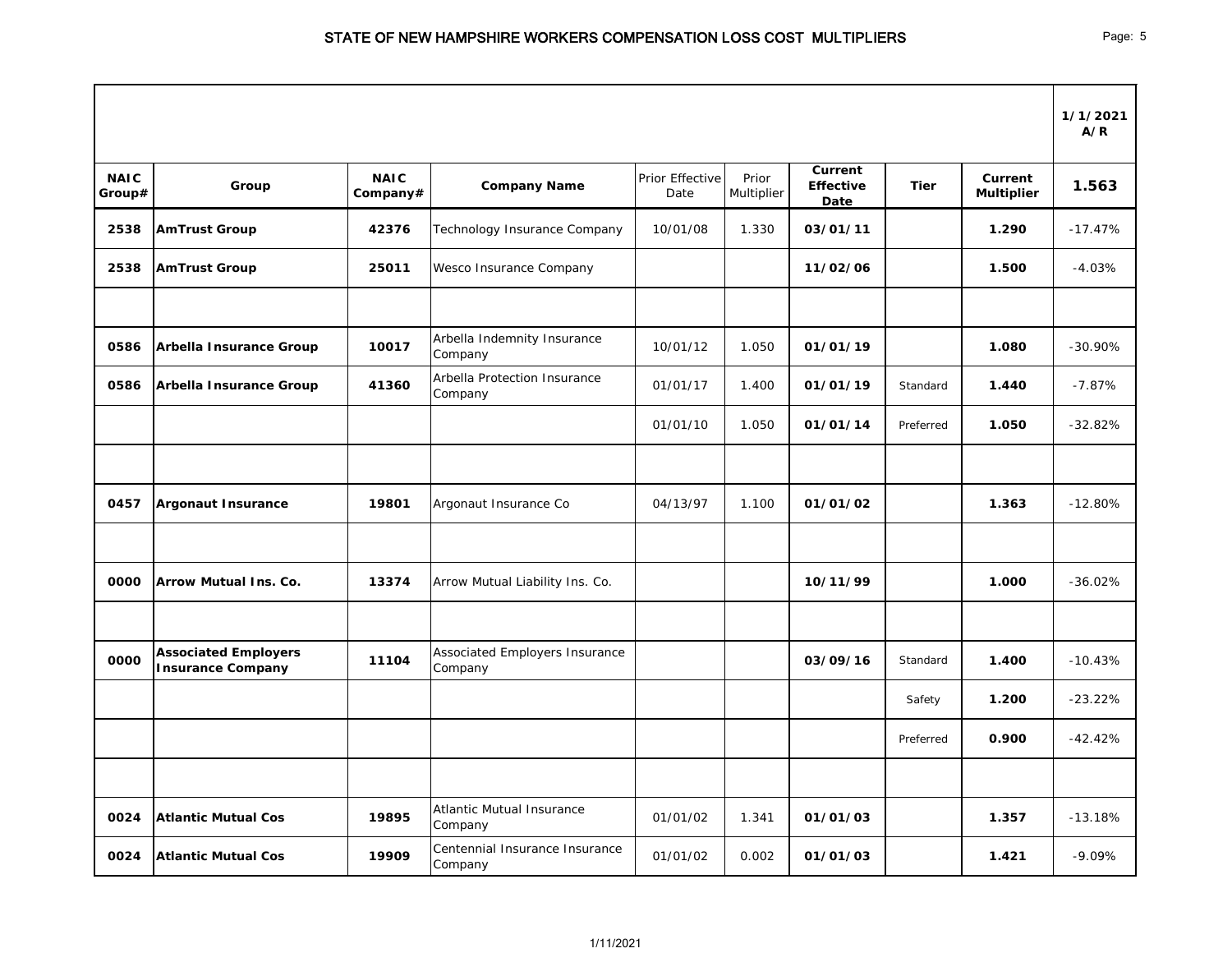# STATE OF NEW HAMPSHIRE WORKERS COMPENSATION LOSS COST MULTIPLIERS

| | | | | | | | | | 1/1/2021 A/R |
|---|---|---|---|---|---|---|---|---|---|
| **NAIC Group#** | **Group** | **NAIC Company#** | **Company Name** | Prior Effective Date | Prior Multiplier | **Current Effective Date** | **Tier** | **Current Multiplier** | **1.563** |
| **2538** | **AmTrust Group** | **42376** | Technology Insurance Company | 10/01/08 | 1.330 | **03/01/11** | | **1.290** | -17.47% |
| **2538** | **AmTrust Group** | **25011** | Wesco Insurance Company | | | **11/02/06** | | **1.500** | -4.03% |
| | | | | | | | | | |
| **0586** | **Arbella Insurance Group** | **10017** | Arbella Indemnity Insurance Company | 10/01/12 | 1.050 | **01/01/19** | | **1.080** | -30.90% |
| **0586** | **Arbella Insurance Group** | **41360** | Arbella Protection Insurance Company | 01/01/17 | 1.400 | **01/01/19** | Standard | **1.440** | -7.87% |
| | | | | 01/01/10 | 1.050 | **01/01/14** | Preferred | **1.050** | -32.82% |
| | | | | | | | | | |
| **0457** | **Argonaut Insurance** | **19801** | Argonaut Insurance Co | 04/13/97 | 1.100 | **01/01/02** | | **1.363** | -12.80% |
| | | | | | | | | | |
| **0000** | **Arrow Mutual Ins. Co.** | **13374** | Arrow Mutual Liability Ins. Co. | | | **10/11/99** | | **1.000** | -36.02% |
| | | | | | | | | | |
| **0000** | **Associated Employers Insurance Company** | **11104** | Associated Employers Insurance Company | | | **03/09/16** | Standard | **1.400** | -10.43% |
| | | | | | | | Safety | **1.200** | -23.22% |
| | | | | | | | Preferred | **0.900** | -42.42% |
| | | | | | | | | | |
| **0024** | **Atlantic Mutual Cos** | **19895** | Atlantic Mutual Insurance Company | 01/01/02 | 1.341 | **01/01/03** | | **1.357** | -13.18% |
| **0024** | **Atlantic Mutual Cos** | **19909** | Centennial Insurance Insurance Company | 01/01/02 | 0.002 | **01/01/03** | | **1.421** | -9.09% |

1/11/2021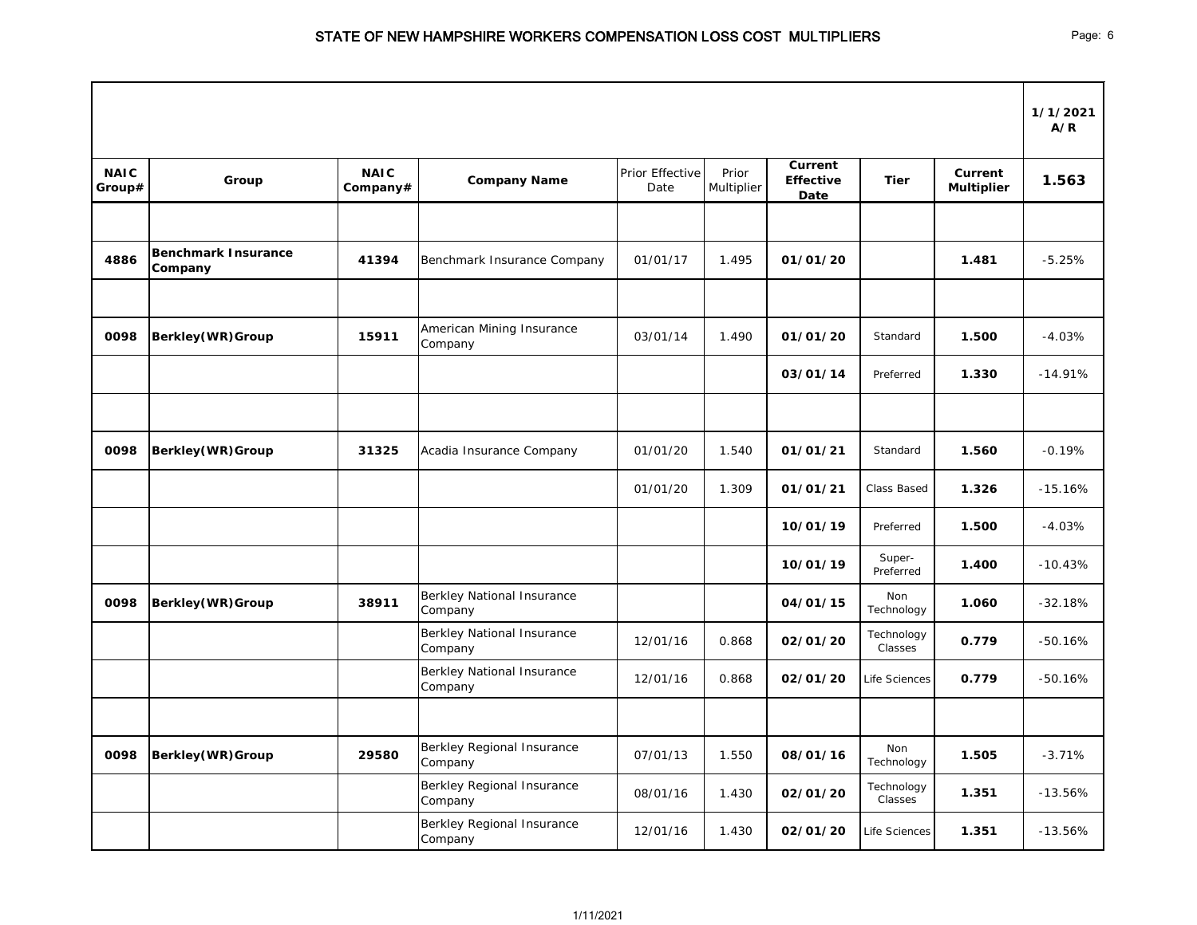# STATE OF NEW HAMPSHIRE WORKERS COMPENSATION LOSS COST MULTIPLIERS

| NAIC Group# | Group | NAIC Company# | Company Name | Prior Effective Date | Prior Multiplier | Current Effective Date | Tier | Current Multiplier | 1/1/2021 A/R 1.563 |
|---|---|---|---|---|---|---|---|---|---|
| | | | | | | | | | |
| 4886 | **Benchmark Insurance Company** | 41394 | Benchmark Insurance Company | 01/01/17 | 1.495 | **01/01/20** | | **1.481** | -5.25% |
| | | | | | | | | | |
| 0098 | **Berkley(WR)Group** | 15911 | American Mining Insurance Company | 03/01/14 | 1.490 | **01/01/20** | Standard | **1.500** | -4.03% |
| | | | | | | **03/01/14** | Preferred | **1.330** | -14.91% |
| | | | | | | | | | |
| 0098 | **Berkley(WR)Group** | 31325 | Acadia Insurance Company | 01/01/20 | 1.540 | **01/01/21** | Standard | **1.560** | -0.19% |
| | | | | 01/01/20 | 1.309 | **01/01/21** | Class Based | **1.326** | -15.16% |
| | | | | | | **10/01/19** | Preferred | **1.500** | -4.03% |
| | | | | | | **10/01/19** | Super-Preferred | **1.400** | -10.43% |
| 0098 | **Berkley(WR)Group** | 38911 | Berkley National Insurance Company | | | **04/01/15** | Non Technology | **1.060** | -32.18% |
| | | | Berkley National Insurance Company | 12/01/16 | 0.868 | **02/01/20** | Technology Classes | **0.779** | -50.16% |
| | | | Berkley National Insurance Company | 12/01/16 | 0.868 | **02/01/20** | Life Sciences | **0.779** | -50.16% |
| | | | | | | | | | |
| 0098 | **Berkley(WR)Group** | 29580 | Berkley Regional Insurance Company | 07/01/13 | 1.550 | **08/01/16** | Non Technology | **1.505** | -3.71% |
| | | | Berkley Regional Insurance Company | 08/01/16 | 1.430 | **02/01/20** | Technology Classes | **1.351** | -13.56% |
| | | | Berkley Regional Insurance Company | 12/01/16 | 1.430 | **02/01/20** | Life Sciences | **1.351** | -13.56% |

1/11/2021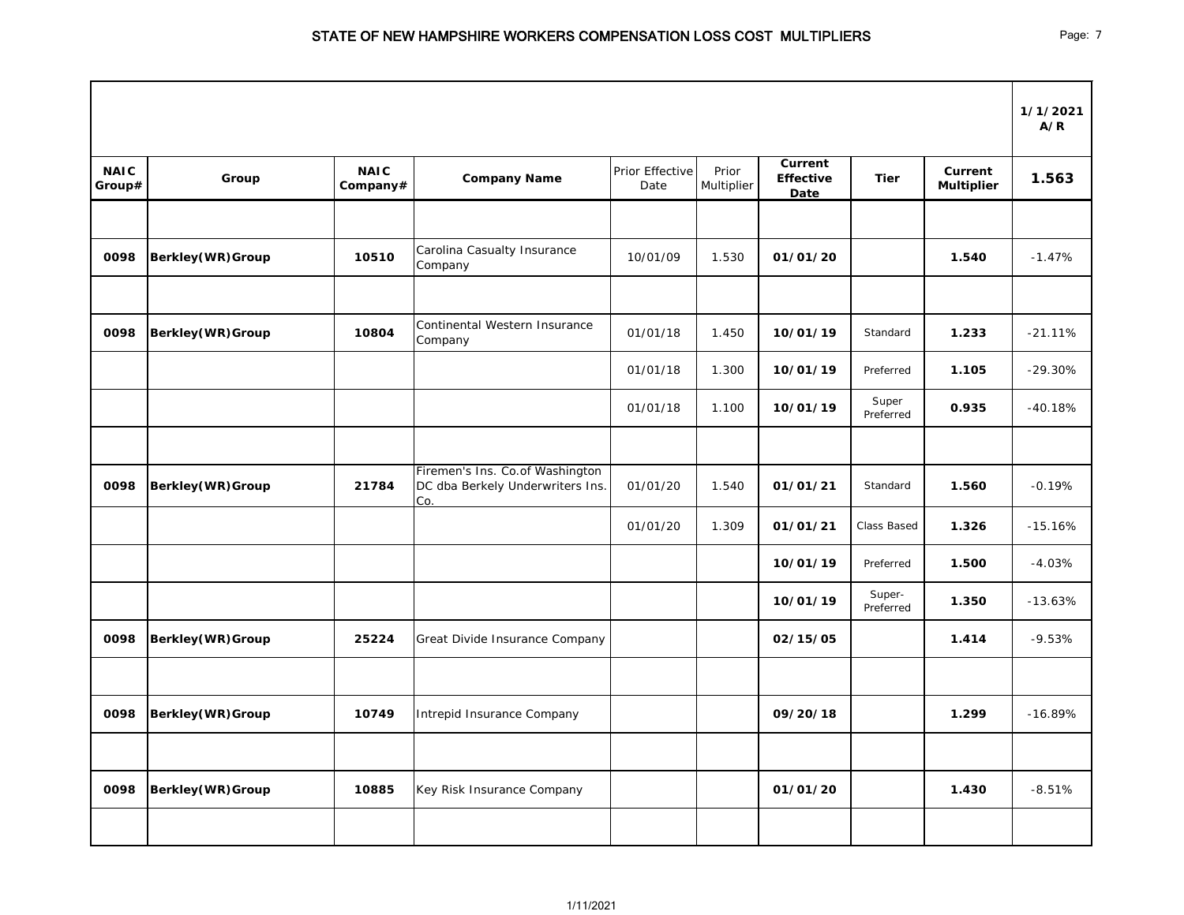# STATE OF NEW HAMPSHIRE WORKERS COMPENSATION LOSS COST MULTIPLIERS

| | | | | | | | | | 1/1/2021 A/R |
|---|---|---|---|---|---|---|---|---|---|
| **NAIC Group#** | **Group** | **NAIC Company#** | **Company Name** | Prior Effective Date | Prior Multiplier | **Current Effective Date** | **Tier** | **Current Multiplier** | **1.563** |
| | | | | | | | | | |
| **0098** | **Berkley(WR)Group** | **10510** | Carolina Casualty Insurance Company | 10/01/09 | 1.530 | **01/01/20** | | **1.540** | -1.47% |
| | | | | | | | | | |
| **0098** | **Berkley(WR)Group** | **10804** | Continental Western Insurance Company | 01/01/18 | 1.450 | **10/01/19** | Standard | **1.233** | -21.11% |
| | | | | 01/01/18 | 1.300 | **10/01/19** | Preferred | **1.105** | -29.30% |
| | | | | 01/01/18 | 1.100 | **10/01/19** | Super Preferred | **0.935** | -40.18% |
| | | | | | | | | | |
| **0098** | **Berkley(WR)Group** | **21784** | Firemen's Ins. Co.of Washington DC dba Berkely Underwriters Ins. Co. | 01/01/20 | 1.540 | **01/01/21** | Standard | **1.560** | -0.19% |
| | | | | 01/01/20 | 1.309 | **01/01/21** | Class Based | **1.326** | -15.16% |
| | | | | | | **10/01/19** | Preferred | **1.500** | -4.03% |
| | | | | | | **10/01/19** | Super-Preferred | **1.350** | -13.63% |
| **0098** | **Berkley(WR)Group** | **25224** | Great Divide Insurance Company | | | **02/15/05** | | **1.414** | -9.53% |
| | | | | | | | | | |
| **0098** | **Berkley(WR)Group** | **10749** | Intrepid Insurance Company | | | **09/20/18** | | **1.299** | -16.89% |
| | | | | | | | | | |
| **0098** | **Berkley(WR)Group** | **10885** | Key Risk Insurance Company | | | **01/01/20** | | **1.430** | -8.51% |
| | | | | | | | | | |

1/11/2021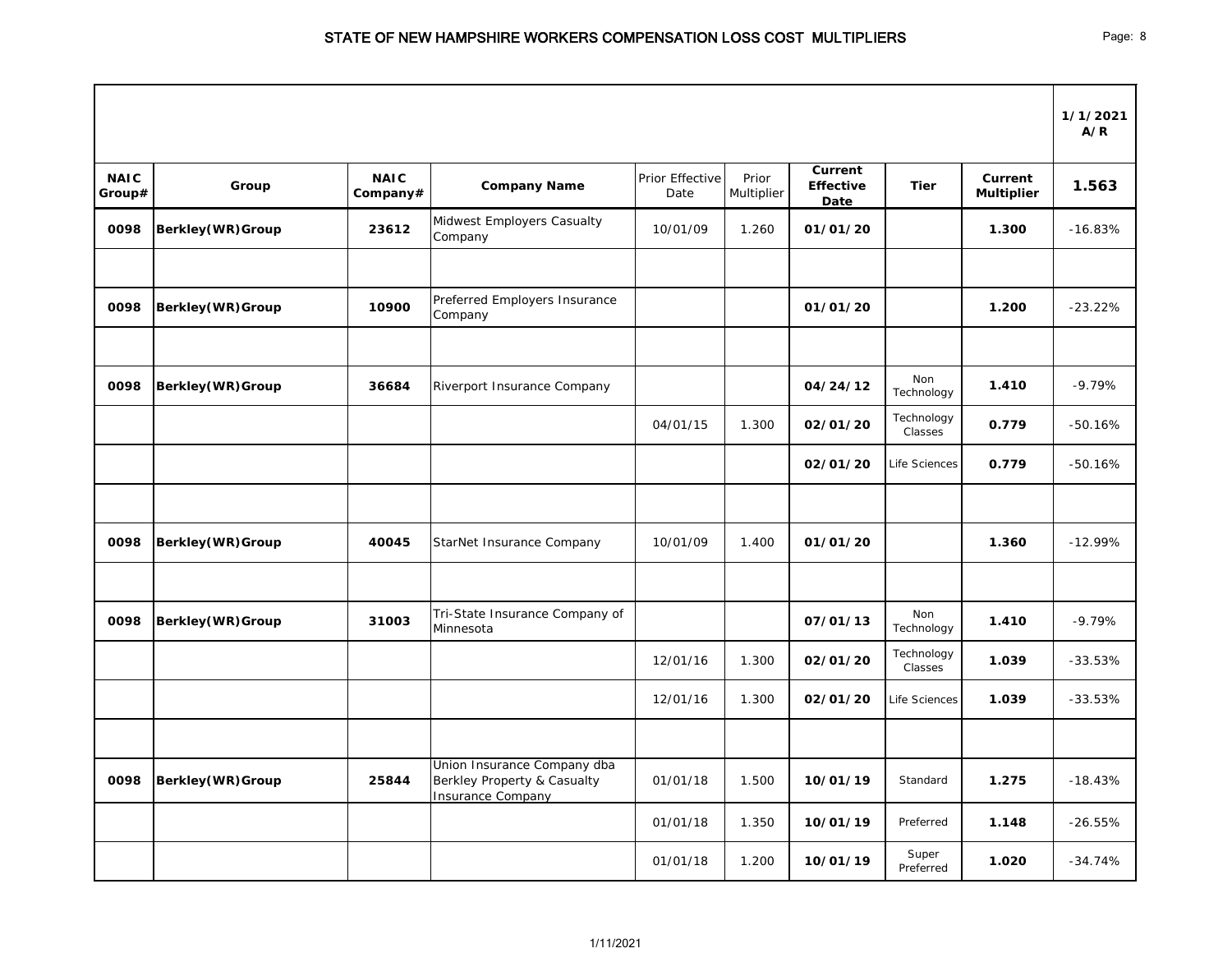# STATE OF NEW HAMPSHIRE WORKERS COMPENSATION LOSS COST MULTIPLIERS

| NAIC Group# | Group | NAIC Company# | Company Name | Prior Effective Date | Prior Multiplier | Current Effective Date | Tier | Current Multiplier | 1/1/2021 A/R 1.563 |
|---|---|---|---|---|---|---|---|---|---|
| **0098** | **Berkley(WR)Group** | **23612** | Midwest Employers Casualty Company | 10/01/09 | 1.260 | **01/01/20** | | **1.300** | -16.83% |
| | | | | | | | | | |
| **0098** | **Berkley(WR)Group** | **10900** | Preferred Employers Insurance Company | | | **01/01/20** | | **1.200** | -23.22% |
| | | | | | | | | | |
| **0098** | **Berkley(WR)Group** | **36684** | Riverport Insurance Company | | | **04/24/12** | Non Technology | **1.410** | -9.79% |
| | | | | 04/01/15 | 1.300 | **02/01/20** | Technology Classes | **0.779** | -50.16% |
| | | | | | | **02/01/20** | Life Sciences | **0.779** | -50.16% |
| | | | | | | | | | |
| **0098** | **Berkley(WR)Group** | **40045** | StarNet Insurance Company | 10/01/09 | 1.400 | **01/01/20** | | **1.360** | -12.99% |
| | | | | | | | | | |
| **0098** | **Berkley(WR)Group** | **31003** | Tri-State Insurance Company of Minnesota | | | **07/01/13** | Non Technology | **1.410** | -9.79% |
| | | | | 12/01/16 | 1.300 | **02/01/20** | Technology Classes | **1.039** | -33.53% |
| | | | | 12/01/16 | 1.300 | **02/01/20** | Life Sciences | **1.039** | -33.53% |
| | | | | | | | | | |
| **0098** | **Berkley(WR)Group** | **25844** | Union Insurance Company dba Berkley Property & Casualty Insurance Company | 01/01/18 | 1.500 | **10/01/19** | Standard | **1.275** | -18.43% |
| | | | | 01/01/18 | 1.350 | **10/01/19** | Preferred | **1.148** | -26.55% |
| | | | | 01/01/18 | 1.200 | **10/01/19** | Super Preferred | **1.020** | -34.74% |

1/11/2021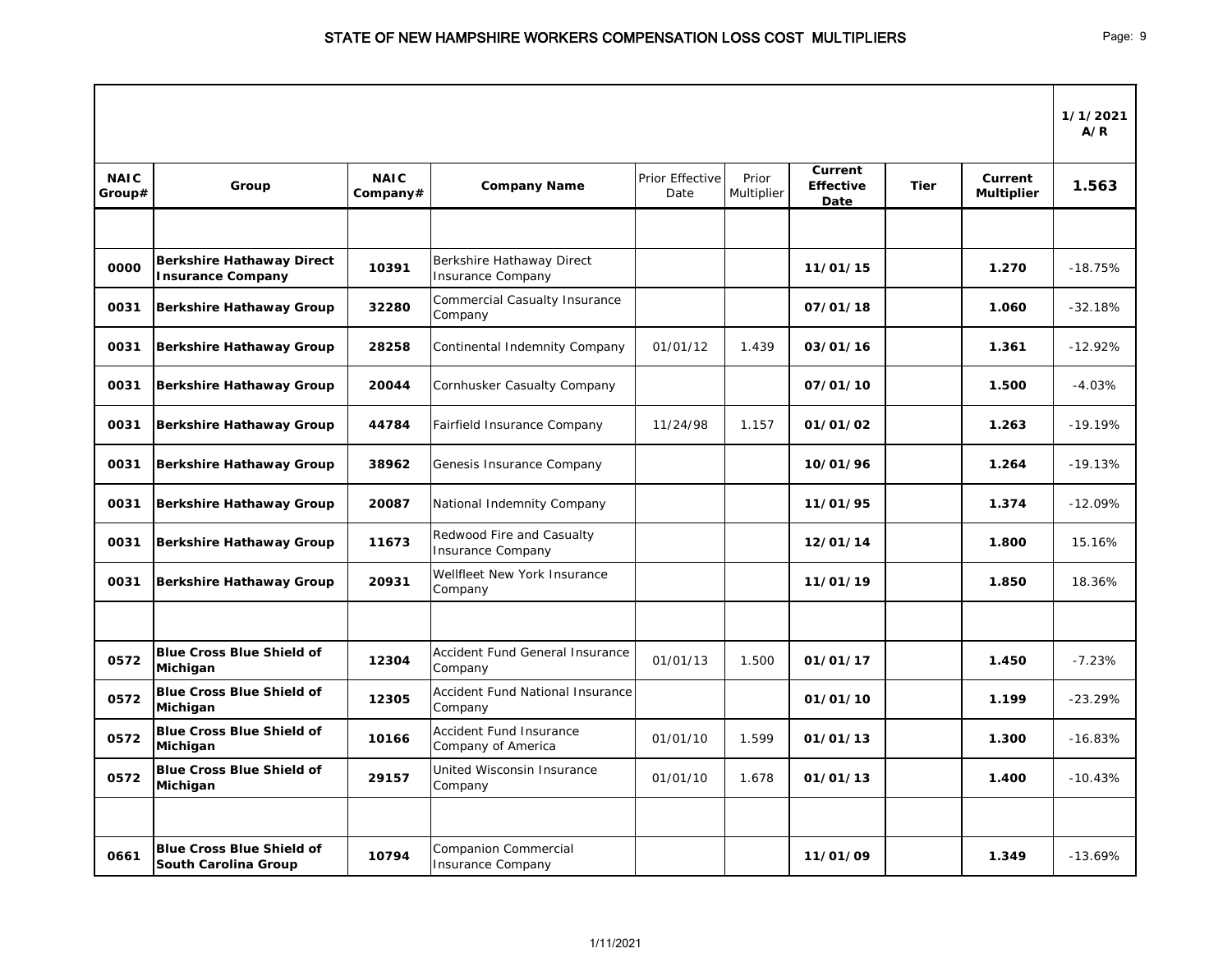# STATE OF NEW HAMPSHIRE WORKERS COMPENSATION LOSS COST MULTIPLIERS

| | | | | | | | | | 1/1/2021 A/R |
|---|---|---|---|---|---|---|---|---|---|
| **NAIC Group#** | **Group** | **NAIC Company#** | **Company Name** | Prior Effective Date | Prior Multiplier | **Current Effective Date** | **Tier** | **Current Multiplier** | **1.563** |
| | | | | | | | | | |
| **0000** | **Berkshire Hathaway Direct Insurance Company** | **10391** | Berkshire Hathaway Direct Insurance Company | | | **11/01/15** | | **1.270** | -18.75% |
| **0031** | **Berkshire Hathaway Group** | **32280** | Commercial Casualty Insurance Company | | | **07/01/18** | | **1.060** | -32.18% |
| **0031** | **Berkshire Hathaway Group** | **28258** | Continental Indemnity Company | 01/01/12 | 1.439 | **03/01/16** | | **1.361** | -12.92% |
| **0031** | **Berkshire Hathaway Group** | **20044** | Cornhusker Casualty Company | | | **07/01/10** | | **1.500** | -4.03% |
| **0031** | **Berkshire Hathaway Group** | **44784** | Fairfield Insurance Company | 11/24/98 | 1.157 | **01/01/02** | | **1.263** | -19.19% |
| **0031** | **Berkshire Hathaway Group** | **38962** | Genesis Insurance Company | | | **10/01/96** | | **1.264** | -19.13% |
| **0031** | **Berkshire Hathaway Group** | **20087** | National Indemnity Company | | | **11/01/95** | | **1.374** | -12.09% |
| **0031** | **Berkshire Hathaway Group** | **11673** | Redwood Fire and Casualty Insurance Company | | | **12/01/14** | | **1.800** | 15.16% |
| **0031** | **Berkshire Hathaway Group** | **20931** | Wellfleet New York Insurance Company | | | **11/01/19** | | **1.850** | 18.36% |
| | | | | | | | | | |
| **0572** | **Blue Cross Blue Shield of Michigan** | **12304** | Accident Fund General Insurance Company | 01/01/13 | 1.500 | **01/01/17** | | **1.450** | -7.23% |
| **0572** | **Blue Cross Blue Shield of Michigan** | **12305** | Accident Fund National Insurance Company | | | **01/01/10** | | **1.199** | -23.29% |
| **0572** | **Blue Cross Blue Shield of Michigan** | **10166** | Accident Fund Insurance Company of America | 01/01/10 | 1.599 | **01/01/13** | | **1.300** | -16.83% |
| **0572** | **Blue Cross Blue Shield of Michigan** | **29157** | United Wisconsin Insurance Company | 01/01/10 | 1.678 | **01/01/13** | | **1.400** | -10.43% |
| | | | | | | | | | |
| **0661** | **Blue Cross Blue Shield of South Carolina Group** | **10794** | Companion Commercial Insurance Company | | | **11/01/09** | | **1.349** | -13.69% |

1/11/2021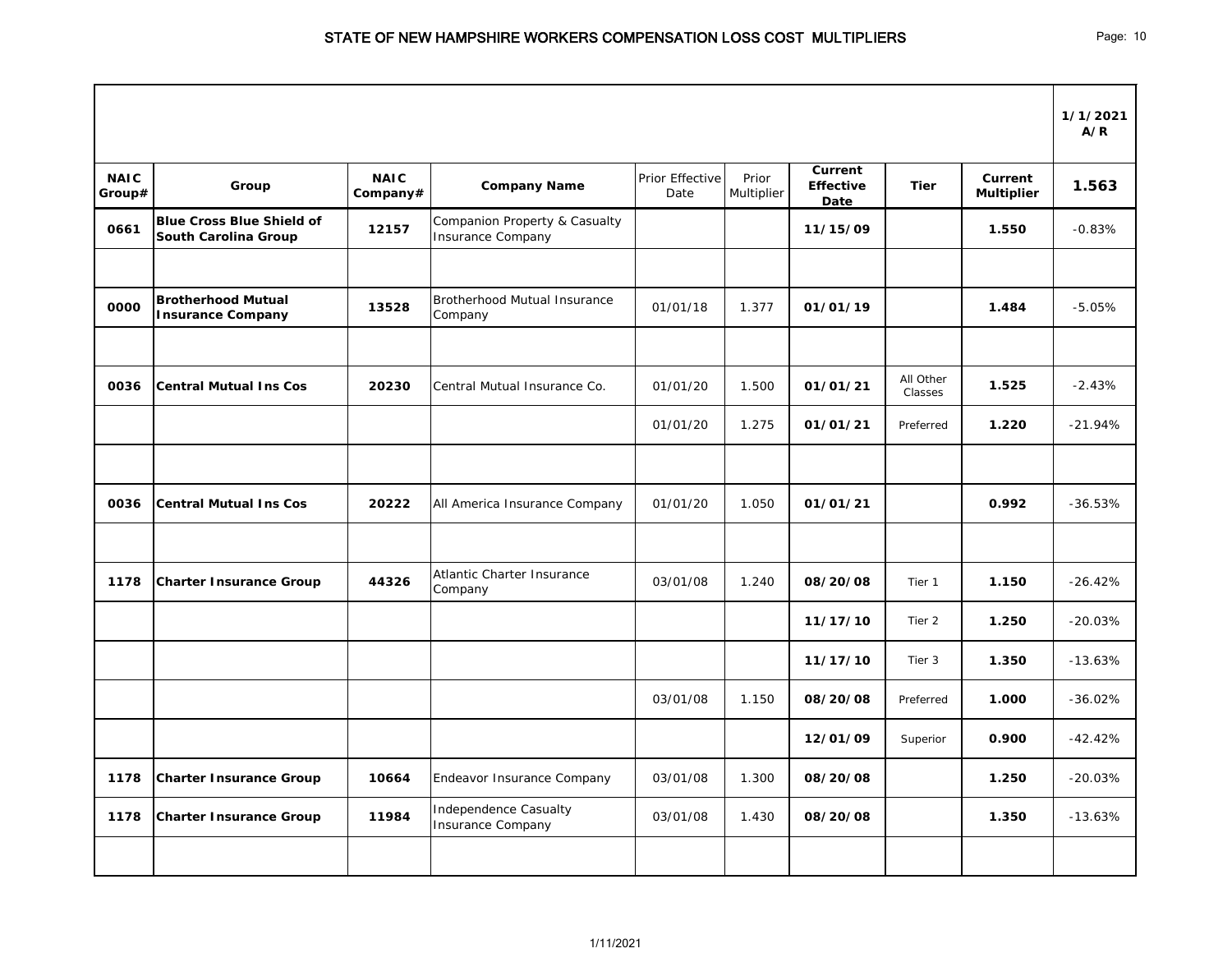# STATE OF NEW HAMPSHIRE WORKERS COMPENSATION LOSS COST MULTIPLIERS

| | | | | | | | | | 1/1/2021 A/R |
|---|---|---|---|---|---|---|---|---|---|
| **NAIC Group#** | **Group** | **NAIC Company#** | **Company Name** | Prior Effective Date | Prior Multiplier | **Current Effective Date** | **Tier** | **Current Multiplier** | **1.563** |
| **0661** | **Blue Cross Blue Shield of South Carolina Group** | **12157** | Companion Property & Casualty Insurance Company | | | **11/15/09** | | **1.550** | -0.83% |
| | | | | | | | | | |
| **0000** | **Brotherhood Mutual Insurance Company** | **13528** | Brotherhood Mutual Insurance Company | 01/01/18 | 1.377 | **01/01/19** | | **1.484** | -5.05% |
| | | | | | | | | | |
| **0036** | **Central Mutual Ins Cos** | **20230** | Central Mutual Insurance Co. | 01/01/20 | 1.500 | **01/01/21** | All Other Classes | **1.525** | -2.43% |
| | | | | 01/01/20 | 1.275 | **01/01/21** | Preferred | **1.220** | -21.94% |
| | | | | | | | | | |
| **0036** | **Central Mutual Ins Cos** | **20222** | All America Insurance Company | 01/01/20 | 1.050 | **01/01/21** | | **0.992** | -36.53% |
| | | | | | | | | | |
| **1178** | **Charter Insurance Group** | **44326** | Atlantic Charter Insurance Company | 03/01/08 | 1.240 | **08/20/08** | Tier 1 | **1.150** | -26.42% |
| | | | | | | **11/17/10** | Tier 2 | **1.250** | -20.03% |
| | | | | | | **11/17/10** | Tier 3 | **1.350** | -13.63% |
| | | | | 03/01/08 | 1.150 | **08/20/08** | Preferred | **1.000** | -36.02% |
| | | | | | | **12/01/09** | Superior | **0.900** | -42.42% |
| **1178** | **Charter Insurance Group** | **10664** | Endeavor Insurance Company | 03/01/08 | 1.300 | **08/20/08** | | **1.250** | -20.03% |
| **1178** | **Charter Insurance Group** | **11984** | Independence Casualty Insurance Company | 03/01/08 | 1.430 | **08/20/08** | | **1.350** | -13.63% |
| | | | | | | | | | |

1/11/2021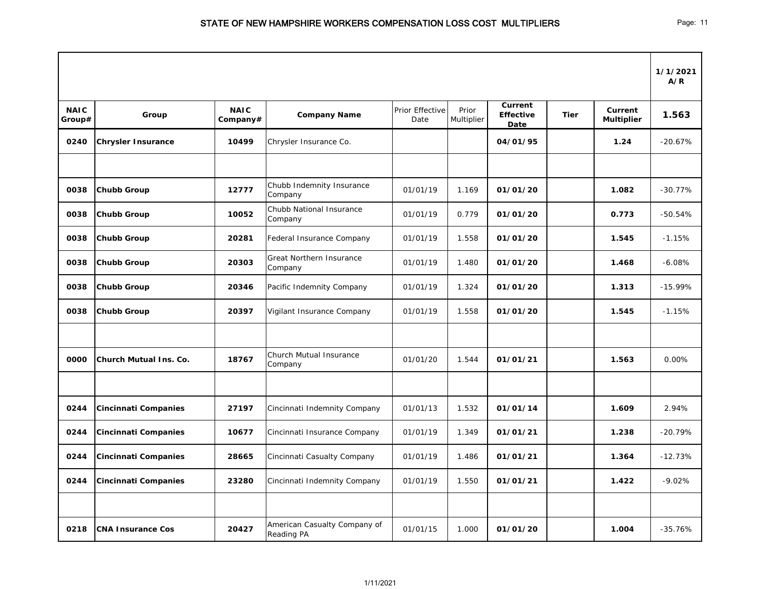# STATE OF NEW HAMPSHIRE WORKERS COMPENSATION LOSS COST MULTIPLIERS

| | | | | | | | | | 1/1/2021 A/R |
|---|---|---|---|---|---|---|---|---|---|
| **NAIC Group#** | **Group** | **NAIC Company#** | **Company Name** | Prior Effective Date | Prior Multiplier | **Current Effective Date** | **Tier** | **Current Multiplier** | **1.563** |
| **0240** | **Chrysler Insurance** | **10499** | Chrysler Insurance Co. | | | **04/01/95** | | **1.24** | -20.67% |
| | | | | | | | | | |
| **0038** | **Chubb Group** | **12777** | Chubb Indemnity Insurance Company | 01/01/19 | 1.169 | **01/01/20** | | **1.082** | -30.77% |
| **0038** | **Chubb Group** | **10052** | Chubb National Insurance Company | 01/01/19 | 0.779 | **01/01/20** | | **0.773** | -50.54% |
| **0038** | **Chubb Group** | **20281** | Federal Insurance Company | 01/01/19 | 1.558 | **01/01/20** | | **1.545** | -1.15% |
| **0038** | **Chubb Group** | **20303** | Great Northern Insurance Company | 01/01/19 | 1.480 | **01/01/20** | | **1.468** | -6.08% |
| **0038** | **Chubb Group** | **20346** | Pacific Indemnity Company | 01/01/19 | 1.324 | **01/01/20** | | **1.313** | -15.99% |
| **0038** | **Chubb Group** | **20397** | Vigilant Insurance Company | 01/01/19 | 1.558 | **01/01/20** | | **1.545** | -1.15% |
| | | | | | | | | | |
| **0000** | **Church Mutual Ins. Co.** | **18767** | Church Mutual Insurance Company | 01/01/20 | 1.544 | **01/01/21** | | **1.563** | 0.00% |
| | | | | | | | | | |
| **0244** | **Cincinnati Companies** | **27197** | Cincinnati Indemnity Company | 01/01/13 | 1.532 | **01/01/14** | | **1.609** | 2.94% |
| **0244** | **Cincinnati Companies** | **10677** | Cincinnati Insurance Company | 01/01/19 | 1.349 | **01/01/21** | | **1.238** | -20.79% |
| **0244** | **Cincinnati Companies** | **28665** | Cincinnati Casualty Company | 01/01/19 | 1.486 | **01/01/21** | | **1.364** | -12.73% |
| **0244** | **Cincinnati Companies** | **23280** | Cincinnati Indemnity Company | 01/01/19 | 1.550 | **01/01/21** | | **1.422** | -9.02% |
| | | | | | | | | | |
| **0218** | **CNA Insurance Cos** | **20427** | American Casualty Company of Reading PA | 01/01/15 | 1.000 | **01/01/20** | | **1.004** | -35.76% |

1/11/2021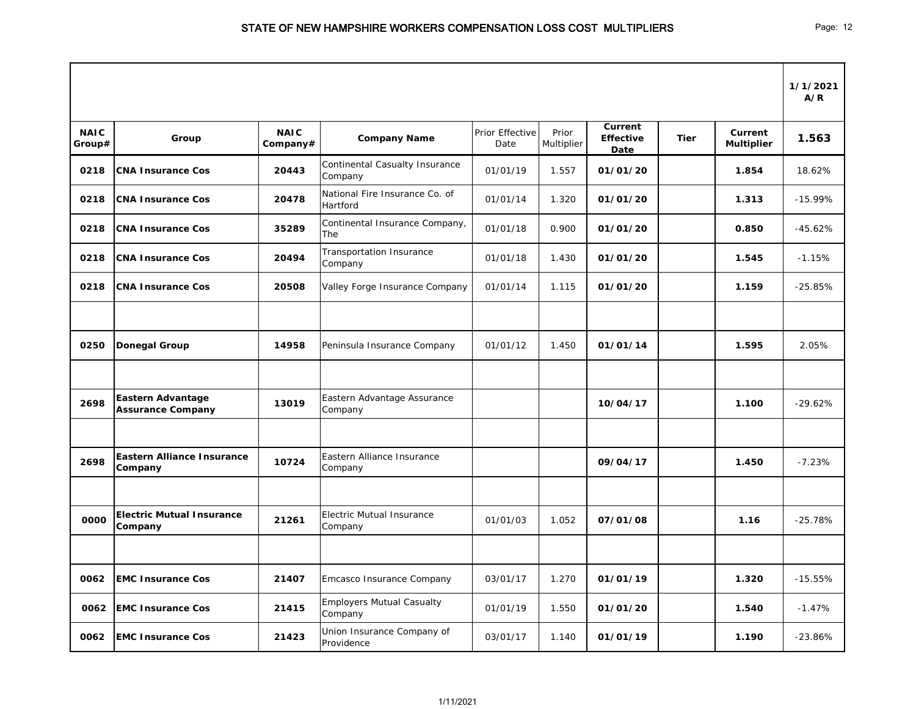# STATE OF NEW HAMPSHIRE WORKERS COMPENSATION LOSS COST MULTIPLIERS

| | | | | | | | | | 1/1/2021 A/R |
|---|---|---|---|---|---|---|---|---|---|
| **NAIC Group#** | **Group** | **NAIC Company#** | **Company Name** | Prior Effective Date | Prior Multiplier | **Current Effective Date** | **Tier** | **Current Multiplier** | **1.563** |
| **0218** | **CNA Insurance Cos** | **20443** | Continental Casualty Insurance Company | 01/01/19 | 1.557 | **01/01/20** | | **1.854** | 18.62% |
| **0218** | **CNA Insurance Cos** | **20478** | National Fire Insurance Co. of Hartford | 01/01/14 | 1.320 | **01/01/20** | | **1.313** | -15.99% |
| **0218** | **CNA Insurance Cos** | **35289** | Continental Insurance Company, The | 01/01/18 | 0.900 | **01/01/20** | | **0.850** | -45.62% |
| **0218** | **CNA Insurance Cos** | **20494** | Transportation Insurance Company | 01/01/18 | 1.430 | **01/01/20** | | **1.545** | -1.15% |
| **0218** | **CNA Insurance Cos** | **20508** | Valley Forge Insurance Company | 01/01/14 | 1.115 | **01/01/20** | | **1.159** | -25.85% |
| | | | | | | | | | |
| **0250** | **Donegal Group** | **14958** | Peninsula Insurance Company | 01/01/12 | 1.450 | **01/01/14** | | **1.595** | 2.05% |
| | | | | | | | | | |
| **2698** | **Eastern Advantage Assurance Company** | **13019** | Eastern Advantage Assurance Company | | | **10/04/17** | | **1.100** | -29.62% |
| | | | | | | | | | |
| **2698** | **Eastern Alliance Insurance Company** | **10724** | Eastern Alliance Insurance Company | | | **09/04/17** | | **1.450** | -7.23% |
| | | | | | | | | | |
| **0000** | **Electric Mutual Insurance Company** | **21261** | Electric Mutual Insurance Company | 01/01/03 | 1.052 | **07/01/08** | | **1.16** | -25.78% |
| | | | | | | | | | |
| **0062** | **EMC Insurance Cos** | **21407** | Emcasco Insurance Company | 03/01/17 | 1.270 | **01/01/19** | | **1.320** | -15.55% |
| **0062** | **EMC Insurance Cos** | **21415** | Employers Mutual Casualty Company | 01/01/19 | 1.550 | **01/01/20** | | **1.540** | -1.47% |
| **0062** | **EMC Insurance Cos** | **21423** | Union Insurance Company of Providence | 03/01/17 | 1.140 | **01/01/19** | | **1.190** | -23.86% |

1/11/2021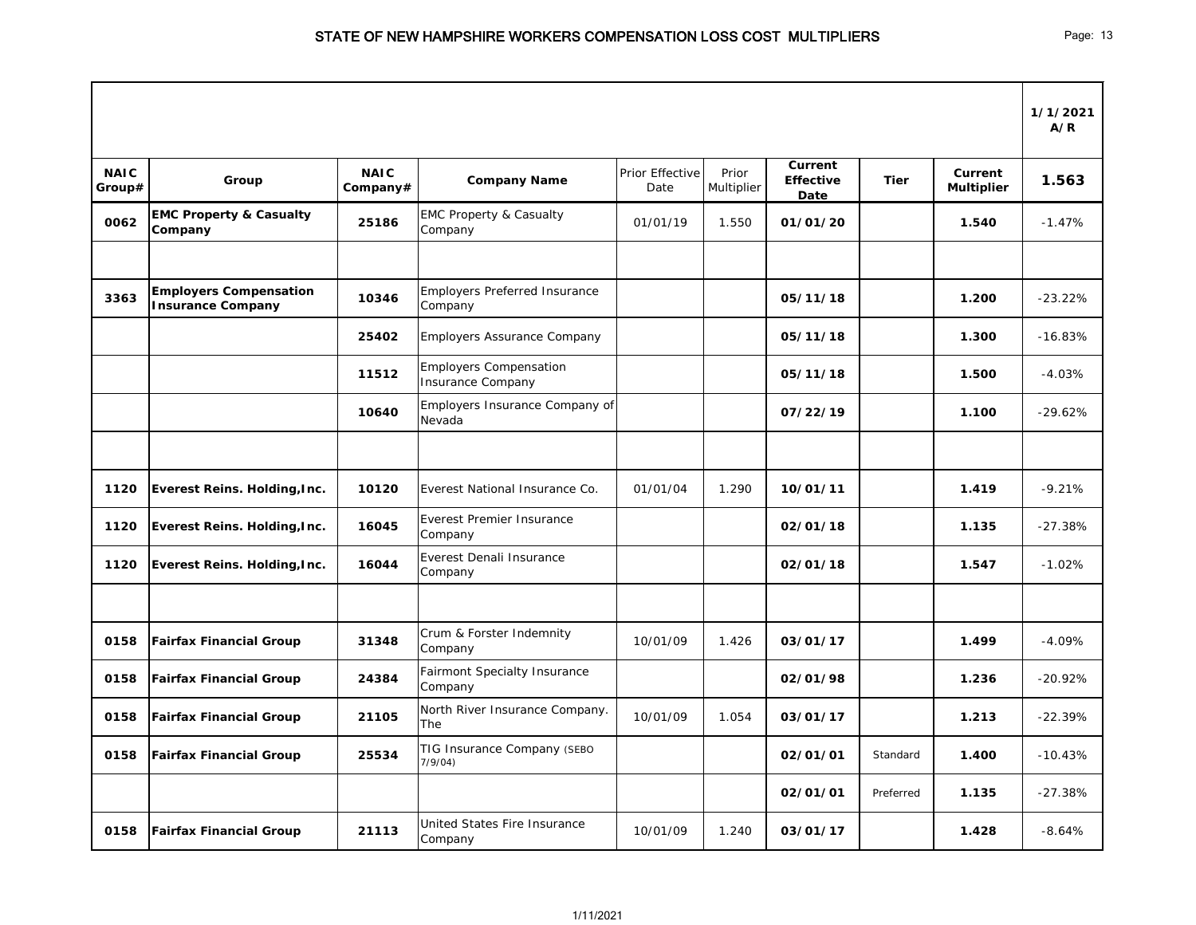# STATE OF NEW HAMPSHIRE WORKERS COMPENSATION LOSS COST MULTIPLIERS

| | | | | | | | | | 1/1/2021 A/R |
|---|---|---|---|---|---|---|---|---|---|
| **NAIC Group#** | **Group** | **NAIC Company#** | **Company Name** | Prior Effective Date | Prior Multiplier | **Current Effective Date** | **Tier** | **Current Multiplier** | **1.563** |
| **0062** | **EMC Property & Casualty Company** | **25186** | EMC Property & Casualty Company | 01/01/19 | 1.550 | **01/01/20** | | **1.540** | -1.47% |
| | | | | | | | | | |
| **3363** | **Employers Compensation Insurance Company** | **10346** | Employers Preferred Insurance Company | | | **05/11/18** | | **1.200** | -23.22% |
| | | **25402** | Employers Assurance Company | | | **05/11/18** | | **1.300** | -16.83% |
| | | **11512** | Employers Compensation Insurance Company | | | **05/11/18** | | **1.500** | -4.03% |
| | | **10640** | Employers Insurance Company of Nevada | | | **07/22/19** | | **1.100** | -29.62% |
| | | | | | | | | | |
| **1120** | **Everest Reins. Holding,Inc.** | **10120** | Everest National Insurance Co. | 01/01/04 | 1.290 | **10/01/11** | | **1.419** | -9.21% |
| **1120** | **Everest Reins. Holding,Inc.** | **16045** | Everest Premier Insurance Company | | | **02/01/18** | | **1.135** | -27.38% |
| **1120** | **Everest Reins. Holding,Inc.** | **16044** | Everest Denali Insurance Company | | | **02/01/18** | | **1.547** | -1.02% |
| | | | | | | | | | |
| **0158** | **Fairfax Financial Group** | **31348** | Crum & Forster Indemnity Company | 10/01/09 | 1.426 | **03/01/17** | | **1.499** | -4.09% |
| **0158** | **Fairfax Financial Group** | **24384** | Fairmont Specialty Insurance Company | | | **02/01/98** | | **1.236** | -20.92% |
| **0158** | **Fairfax Financial Group** | **21105** | North River Insurance Company. The | 10/01/09 | 1.054 | **03/01/17** | | **1.213** | -22.39% |
| **0158** | **Fairfax Financial Group** | **25534** | TIG Insurance Company (SEBO 7/9/04) | | | **02/01/01** | Standard | **1.400** | -10.43% |
| | | | | | | **02/01/01** | Preferred | **1.135** | -27.38% |
| **0158** | **Fairfax Financial Group** | **21113** | United States Fire Insurance Company | 10/01/09 | 1.240 | **03/01/17** | | **1.428** | -8.64% |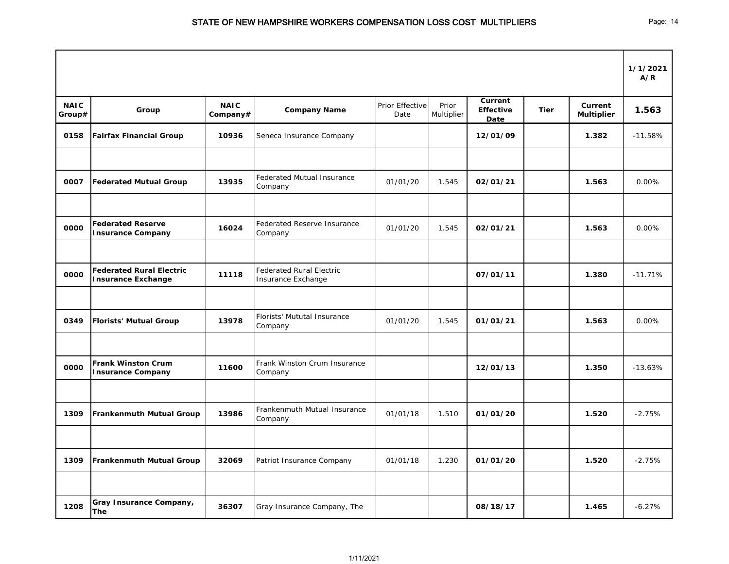# STATE OF NEW HAMPSHIRE WORKERS COMPENSATION LOSS COST MULTIPLIERS

| | | | | | | | | | 1/1/2021 A/R |
|---|---|---|---|---|---|---|---|---|---|
| **NAIC Group#** | **Group** | **NAIC Company#** | **Company Name** | Prior Effective Date | Prior Multiplier | **Current Effective Date** | **Tier** | **Current Multiplier** | **1.563** |
| **0158** | **Fairfax Financial Group** | **10936** | Seneca Insurance Company | | | **12/01/09** | | **1.382** | -11.58% |
| | | | | | | | | | |
| **0007** | **Federated Mutual Group** | **13935** | Federated Mutual Insurance Company | 01/01/20 | 1.545 | **02/01/21** | | **1.563** | 0.00% |
| | | | | | | | | | |
| **0000** | **Federated Reserve Insurance Company** | **16024** | Federated Reserve Insurance Company | 01/01/20 | 1.545 | **02/01/21** | | **1.563** | 0.00% |
| | | | | | | | | | |
| **0000** | **Federated Rural Electric Insurance Exchange** | **11118** | Federated Rural Electric Insurance Exchange | | | **07/01/11** | | **1.380** | -11.71% |
| | | | | | | | | | |
| **0349** | **Florists' Mutual Group** | **13978** | Florists' Mututal Insurance Company | 01/01/20 | 1.545 | **01/01/21** | | **1.563** | 0.00% |
| | | | | | | | | | |
| **0000** | **Frank Winston Crum Insurance Company** | **11600** | Frank Winston Crum Insurance Company | | | **12/01/13** | | **1.350** | -13.63% |
| | | | | | | | | | |
| **1309** | **Frankenmuth Mutual Group** | **13986** | Frankenmuth Mutual Insurance Company | 01/01/18 | 1.510 | **01/01/20** | | **1.520** | -2.75% |
| | | | | | | | | | |
| **1309** | **Frankenmuth Mutual Group** | **32069** | Patriot Insurance Company | 01/01/18 | 1.230 | **01/01/20** | | **1.520** | -2.75% |
| | | | | | | | | | |
| **1208** | **Gray Insurance Company, The** | **36307** | Gray Insurance Company, The | | | **08/18/17** | | **1.465** | -6.27% |

1/11/2021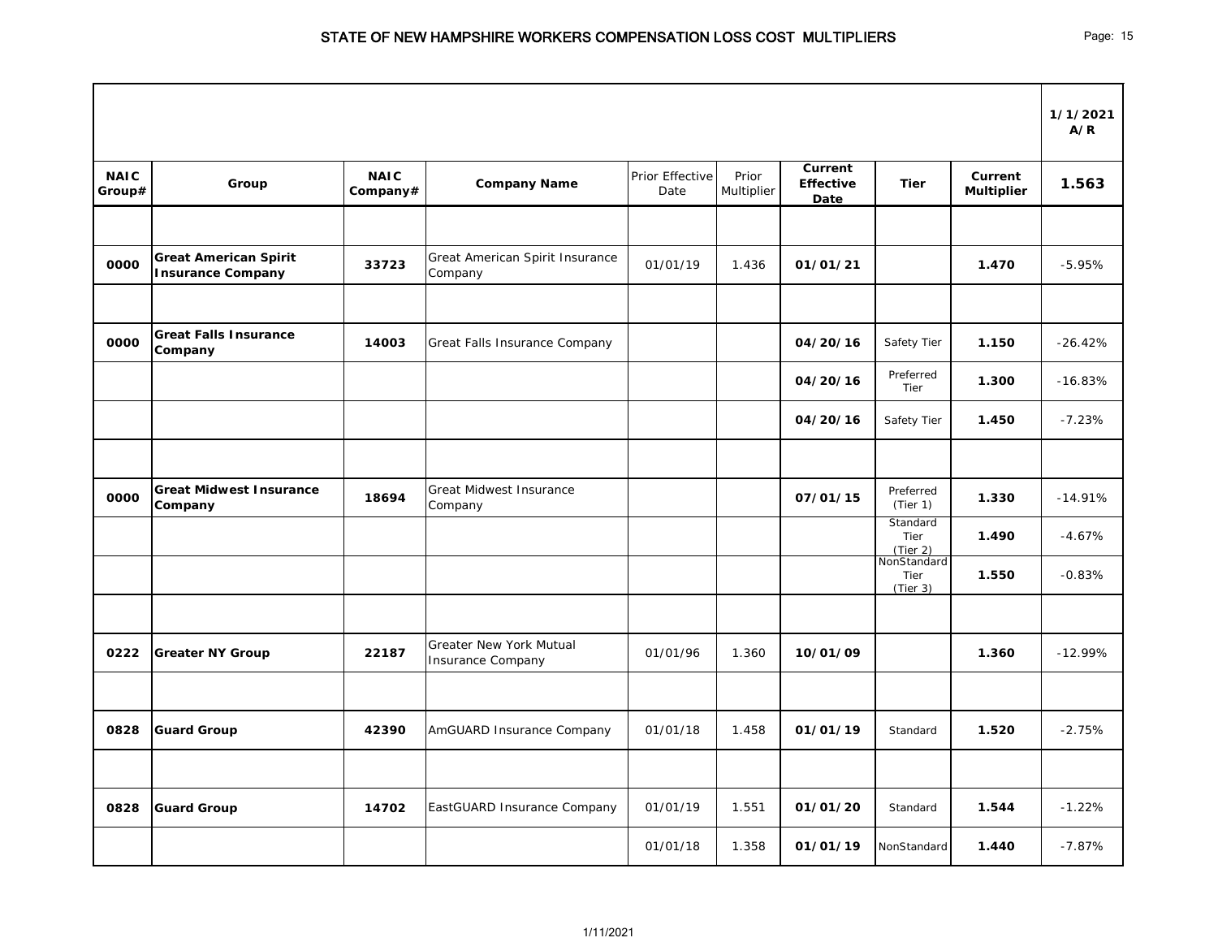# STATE OF NEW HAMPSHIRE WORKERS COMPENSATION LOSS COST MULTIPLIERS

| NAIC Group# | Group | NAIC Company# | Company Name | Prior Effective Date | Prior Multiplier | Current Effective Date | Tier | Current Multiplier | 1/1/2021 A/R 1.563 |
|---|---|---|---|---|---|---|---|---|---|
| | | | | | | | | | |
| 0000 | **Great American Spirit Insurance Company** | 33723 | Great American Spirit Insurance Company | 01/01/19 | 1.436 | 01/01/21 | | 1.470 | -5.95% |
| | | | | | | | | | |
| 0000 | **Great Falls Insurance Company** | 14003 | Great Falls Insurance Company | | | 04/20/16 | Safety Tier | 1.150 | -26.42% |
| | | | | | | 04/20/16 | Preferred Tier | 1.300 | -16.83% |
| | | | | | | 04/20/16 | Safety Tier | 1.450 | -7.23% |
| | | | | | | | | | |
| 0000 | **Great Midwest Insurance Company** | 18694 | Great Midwest Insurance Company | | | 07/01/15 | Preferred (Tier 1) | 1.330 | -14.91% |
| | | | | | | | Standard Tier (Tier 2) | 1.490 | -4.67% |
| | | | | | | | NonStandard Tier (Tier 3) | 1.550 | -0.83% |
| | | | | | | | | | |
| 0222 | **Greater NY Group** | 22187 | Greater New York Mutual Insurance Company | 01/01/96 | 1.360 | 10/01/09 | | 1.360 | -12.99% |
| | | | | | | | | | |
| 0828 | **Guard Group** | 42390 | AmGUARD Insurance Company | 01/01/18 | 1.458 | 01/01/19 | Standard | 1.520 | -2.75% |
| | | | | | | | | | |
| 0828 | **Guard Group** | 14702 | EastGUARD Insurance Company | 01/01/19 | 1.551 | 01/01/20 | Standard | 1.544 | -1.22% |
| | | | | 01/01/18 | 1.358 | 01/01/19 | NonStandard | 1.440 | -7.87% |

1/11/2021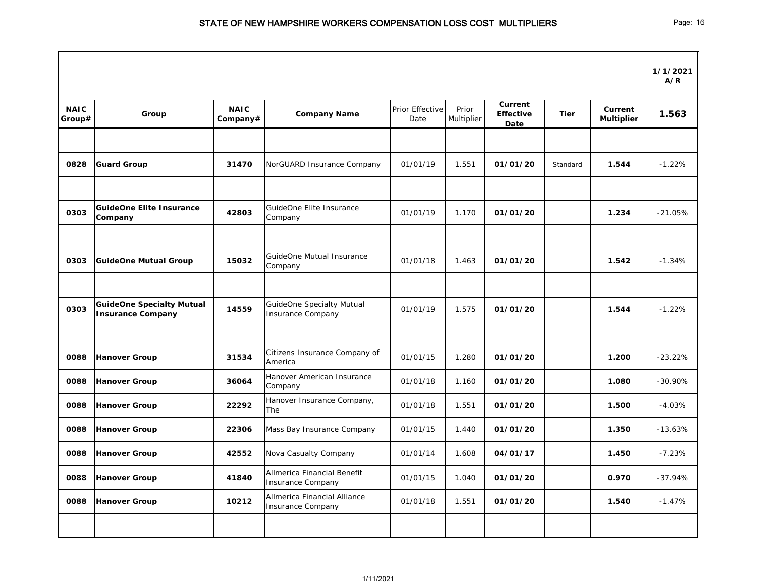# STATE OF NEW HAMPSHIRE WORKERS COMPENSATION LOSS COST MULTIPLIERS

| NAIC Group# | Group | NAIC Company# | Company Name | Prior Effective Date | Prior Multiplier | Current Effective Date | Tier | Current Multiplier | 1/1/2021 A/R 1.563 |
|---|---|---|---|---|---|---|---|---|---|
| | | | | | | | | | |
| 0828 | **Guard Group** | 31470 | NorGUARD Insurance Company | 01/01/19 | 1.551 | **01/01/20** | Standard | **1.544** | -1.22% |
| | | | | | | | | | |
| 0303 | **GuideOne Elite Insurance Company** | 42803 | GuideOne Elite Insurance Company | 01/01/19 | 1.170 | **01/01/20** | | **1.234** | -21.05% |
| | | | | | | | | | |
| 0303 | **GuideOne Mutual Group** | 15032 | GuideOne Mutual Insurance Company | 01/01/18 | 1.463 | **01/01/20** | | **1.542** | -1.34% |
| | | | | | | | | | |
| 0303 | **GuideOne Specialty Mutual Insurance Company** | 14559 | GuideOne Specialty Mutual Insurance Company | 01/01/19 | 1.575 | **01/01/20** | | **1.544** | -1.22% |
| | | | | | | | | | |
| 0088 | **Hanover Group** | 31534 | Citizens Insurance Company of America | 01/01/15 | 1.280 | **01/01/20** | | **1.200** | -23.22% |
| 0088 | **Hanover Group** | 36064 | Hanover American Insurance Company | 01/01/18 | 1.160 | **01/01/20** | | **1.080** | -30.90% |
| 0088 | **Hanover Group** | 22292 | Hanover Insurance Company, The | 01/01/18 | 1.551 | **01/01/20** | | **1.500** | -4.03% |
| 0088 | **Hanover Group** | 22306 | Mass Bay Insurance Company | 01/01/15 | 1.440 | **01/01/20** | | **1.350** | -13.63% |
| 0088 | **Hanover Group** | 42552 | Nova Casualty Company | 01/01/14 | 1.608 | **04/01/17** | | **1.450** | -7.23% |
| 0088 | **Hanover Group** | 41840 | Allmerica Financial Benefit Insurance Company | 01/01/15 | 1.040 | **01/01/20** | | **0.970** | -37.94% |
| 0088 | **Hanover Group** | 10212 | Allmerica Financial Alliance Insurance Company | 01/01/18 | 1.551 | **01/01/20** | | **1.540** | -1.47% |
| | | | | | | | | | |

1/11/2021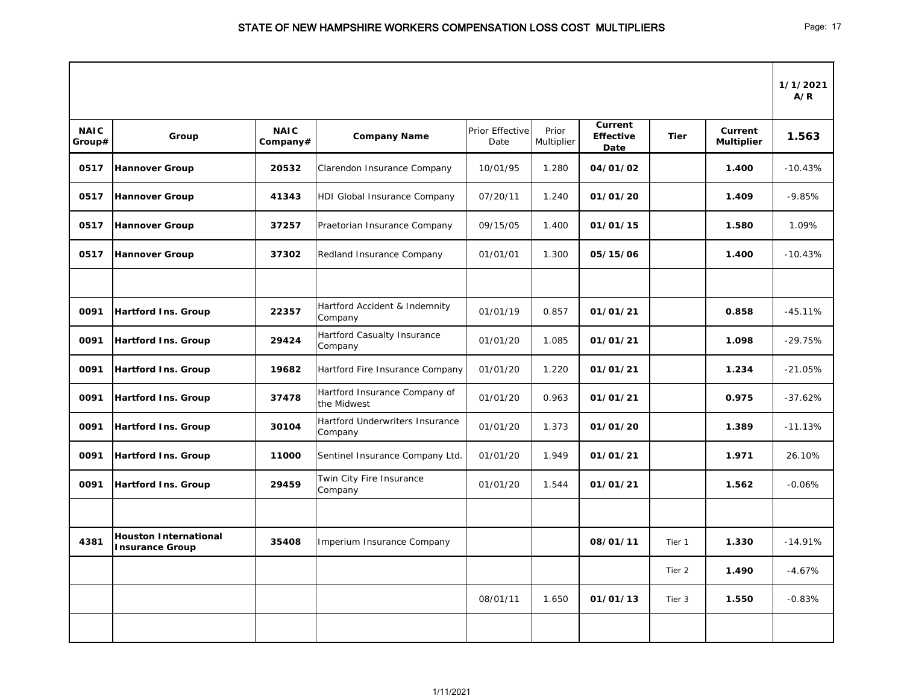# STATE OF NEW HAMPSHIRE WORKERS COMPENSATION LOSS COST MULTIPLIERS

| | | | | | | | | | 1/1/2021 A/R |
|---|---|---|---|---|---|---|---|---|---|
| **NAIC Group#** | **Group** | **NAIC Company#** | **Company Name** | Prior Effective Date | Prior Multiplier | **Current Effective Date** | **Tier** | **Current Multiplier** | **1.563** |
| **0517** | **Hannover Group** | **20532** | Clarendon Insurance Company | 10/01/95 | 1.280 | **04/01/02** | | **1.400** | -10.43% |
| **0517** | **Hannover Group** | **41343** | HDI Global Insurance Company | 07/20/11 | 1.240 | **01/01/20** | | **1.409** | -9.85% |
| **0517** | **Hannover Group** | **37257** | Praetorian Insurance Company | 09/15/05 | 1.400 | **01/01/15** | | **1.580** | 1.09% |
| **0517** | **Hannover Group** | **37302** | Redland Insurance Company | 01/01/01 | 1.300 | **05/15/06** | | **1.400** | -10.43% |
| | | | | | | | | | |
| **0091** | **Hartford Ins. Group** | **22357** | Hartford Accident & Indemnity Company | 01/01/19 | 0.857 | **01/01/21** | | **0.858** | -45.11% |
| **0091** | **Hartford Ins. Group** | **29424** | Hartford Casualty Insurance Company | 01/01/20 | 1.085 | **01/01/21** | | **1.098** | -29.75% |
| **0091** | **Hartford Ins. Group** | **19682** | Hartford Fire Insurance Company | 01/01/20 | 1.220 | **01/01/21** | | **1.234** | -21.05% |
| **0091** | **Hartford Ins. Group** | **37478** | Hartford Insurance Company of the Midwest | 01/01/20 | 0.963 | **01/01/21** | | **0.975** | -37.62% |
| **0091** | **Hartford Ins. Group** | **30104** | Hartford Underwriters Insurance Company | 01/01/20 | 1.373 | **01/01/20** | | **1.389** | -11.13% |
| **0091** | **Hartford Ins. Group** | **11000** | Sentinel Insurance Company Ltd. | 01/01/20 | 1.949 | **01/01/21** | | **1.971** | 26.10% |
| **0091** | **Hartford Ins. Group** | **29459** | Twin City Fire Insurance Company | 01/01/20 | 1.544 | **01/01/21** | | **1.562** | -0.06% |
| | | | | | | | | | |
| **4381** | **Houston International Insurance Group** | **35408** | Imperium Insurance Company | | | **08/01/11** | Tier 1 | **1.330** | -14.91% |
| | | | | | | | Tier 2 | **1.490** | -4.67% |
| | | | | 08/01/11 | 1.650 | **01/01/13** | Tier 3 | **1.550** | -0.83% |
| | | | | | | | | | |

1/11/2021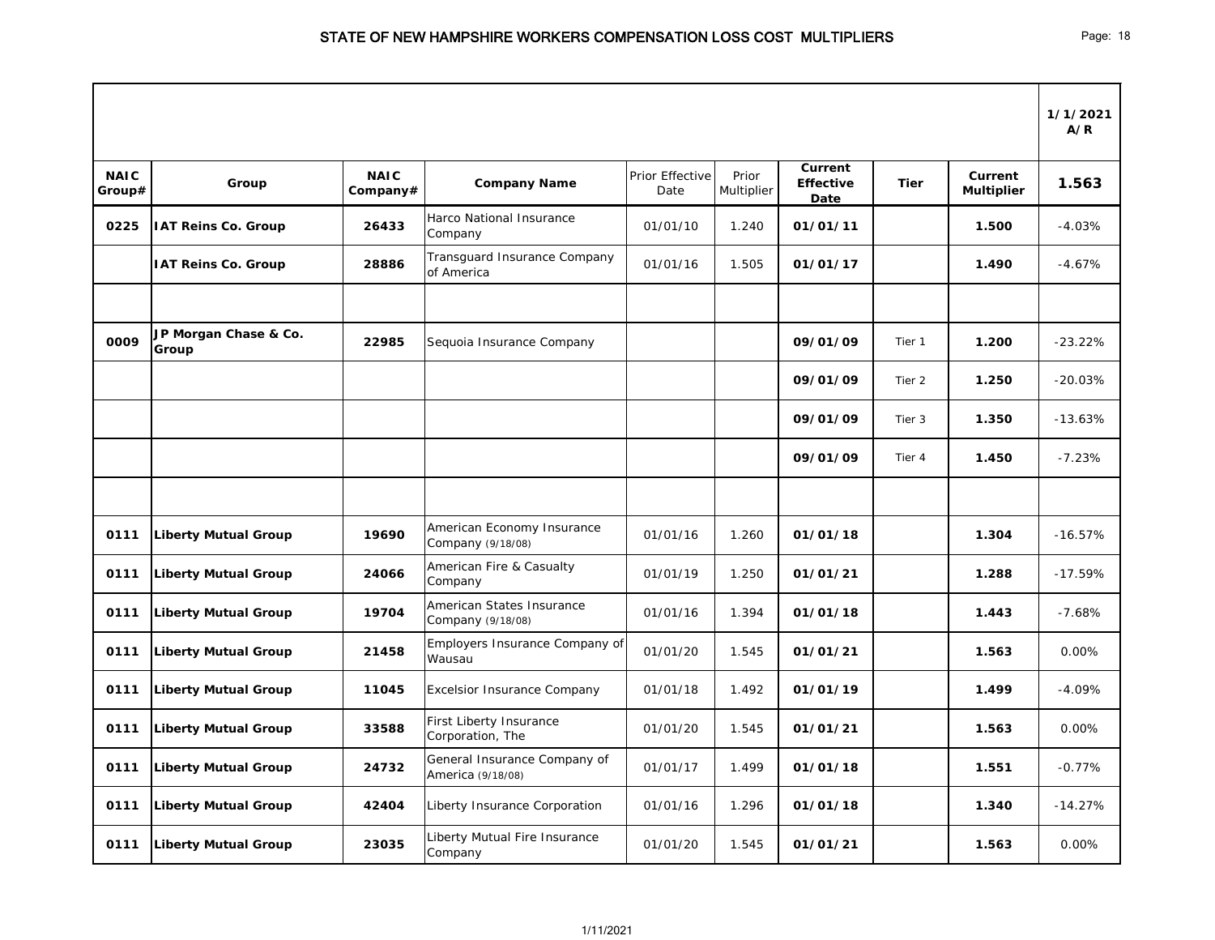# STATE OF NEW HAMPSHIRE WORKERS COMPENSATION LOSS COST MULTIPLIERS

| NAIC Group# | Group | NAIC Company# | Company Name | Prior Effective Date | Prior Multiplier | Current Effective Date | Tier | Current Multiplier | 1/1/2021 A/R 1.563 |
|---|---|---|---|---|---|---|---|---|---|
| 0225 | IAT Reins Co. Group | 26433 | Harco National Insurance Company | 01/01/10 | 1.240 | 01/01/11 | | 1.500 | -4.03% |
| | IAT Reins Co. Group | 28886 | Transguard Insurance Company of America | 01/01/16 | 1.505 | 01/01/17 | | 1.490 | -4.67% |
| | | | | | | | | | |
| 0009 | JP Morgan Chase & Co. Group | 22985 | Sequoia Insurance Company | | | 09/01/09 | Tier 1 | 1.200 | -23.22% |
| | | | | | | 09/01/09 | Tier 2 | 1.250 | -20.03% |
| | | | | | | 09/01/09 | Tier 3 | 1.350 | -13.63% |
| | | | | | | 09/01/09 | Tier 4 | 1.450 | -7.23% |
| | | | | | | | | | |
| 0111 | Liberty Mutual Group | 19690 | American Economy Insurance Company (9/18/08) | 01/01/16 | 1.260 | 01/01/18 | | 1.304 | -16.57% |
| 0111 | Liberty Mutual Group | 24066 | American Fire & Casualty Company | 01/01/19 | 1.250 | 01/01/21 | | 1.288 | -17.59% |
| 0111 | Liberty Mutual Group | 19704 | American States Insurance Company (9/18/08) | 01/01/16 | 1.394 | 01/01/18 | | 1.443 | -7.68% |
| 0111 | Liberty Mutual Group | 21458 | Employers Insurance Company of Wausau | 01/01/20 | 1.545 | 01/01/21 | | 1.563 | 0.00% |
| 0111 | Liberty Mutual Group | 11045 | Excelsior Insurance Company | 01/01/18 | 1.492 | 01/01/19 | | 1.499 | -4.09% |
| 0111 | Liberty Mutual Group | 33588 | First Liberty Insurance Corporation, The | 01/01/20 | 1.545 | 01/01/21 | | 1.563 | 0.00% |
| 0111 | Liberty Mutual Group | 24732 | General Insurance Company of America (9/18/08) | 01/01/17 | 1.499 | 01/01/18 | | 1.551 | -0.77% |
| 0111 | Liberty Mutual Group | 42404 | Liberty Insurance Corporation | 01/01/16 | 1.296 | 01/01/18 | | 1.340 | -14.27% |
| 0111 | Liberty Mutual Group | 23035 | Liberty Mutual Fire Insurance Company | 01/01/20 | 1.545 | 01/01/21 | | 1.563 | 0.00% |

1/11/2021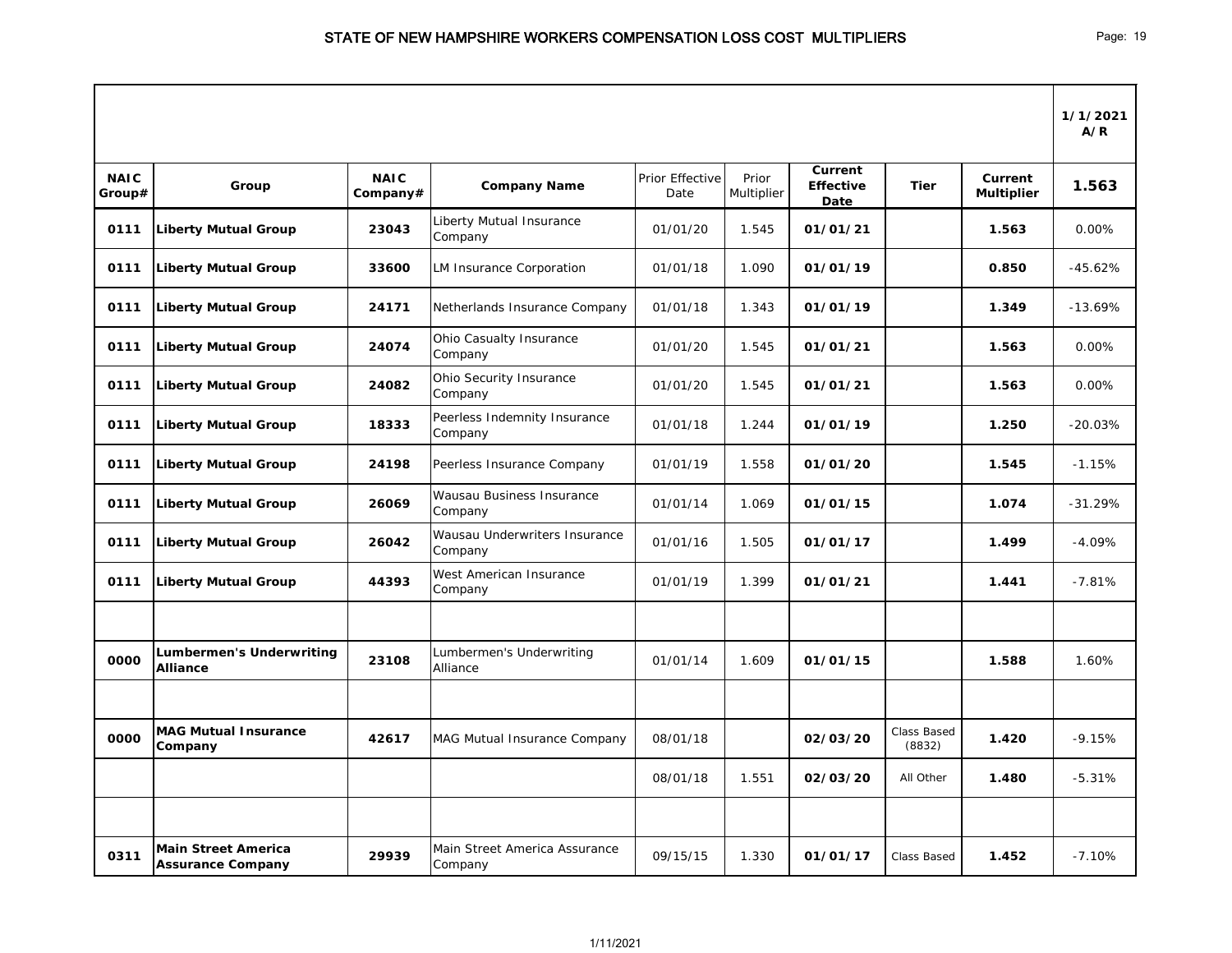# STATE OF NEW HAMPSHIRE WORKERS COMPENSATION LOSS COST MULTIPLIERS

| | | | | | | | | | 1/1/2021 A/R |
|---|---|---|---|---|---|---|---|---|---|
| **NAIC Group#** | **Group** | **NAIC Company#** | **Company Name** | Prior Effective Date | Prior Multiplier | **Current Effective Date** | **Tier** | **Current Multiplier** | **1.563** |
| **0111** | **Liberty Mutual Group** | **23043** | Liberty Mutual Insurance Company | 01/01/20 | 1.545 | **01/01/21** | | **1.563** | 0.00% |
| **0111** | **Liberty Mutual Group** | **33600** | LM Insurance Corporation | 01/01/18 | 1.090 | **01/01/19** | | **0.850** | -45.62% |
| **0111** | **Liberty Mutual Group** | **24171** | Netherlands Insurance Company | 01/01/18 | 1.343 | **01/01/19** | | **1.349** | -13.69% |
| **0111** | **Liberty Mutual Group** | **24074** | Ohio Casualty Insurance Company | 01/01/20 | 1.545 | **01/01/21** | | **1.563** | 0.00% |
| **0111** | **Liberty Mutual Group** | **24082** | Ohio Security Insurance Company | 01/01/20 | 1.545 | **01/01/21** | | **1.563** | 0.00% |
| **0111** | **Liberty Mutual Group** | **18333** | Peerless Indemnity Insurance Company | 01/01/18 | 1.244 | **01/01/19** | | **1.250** | -20.03% |
| **0111** | **Liberty Mutual Group** | **24198** | Peerless Insurance Company | 01/01/19 | 1.558 | **01/01/20** | | **1.545** | -1.15% |
| **0111** | **Liberty Mutual Group** | **26069** | Wausau Business Insurance Company | 01/01/14 | 1.069 | **01/01/15** | | **1.074** | -31.29% |
| **0111** | **Liberty Mutual Group** | **26042** | Wausau Underwriters Insurance Company | 01/01/16 | 1.505 | **01/01/17** | | **1.499** | -4.09% |
| **0111** | **Liberty Mutual Group** | **44393** | West American Insurance Company | 01/01/19 | 1.399 | **01/01/21** | | **1.441** | -7.81% |
| | | | | | | | | | |
| **0000** | **Lumbermen's Underwriting Alliance** | **23108** | Lumbermen's Underwriting Alliance | 01/01/14 | 1.609 | **01/01/15** | | **1.588** | 1.60% |
| | | | | | | | | | |
| **0000** | **MAG Mutual Insurance Company** | **42617** | MAG Mutual Insurance Company | 08/01/18 | | **02/03/20** | Class Based (8832) | **1.420** | -9.15% |
| | | | | 08/01/18 | 1.551 | **02/03/20** | All Other | **1.480** | -5.31% |
| | | | | | | | | | |
| **0311** | **Main Street America Assurance Company** | **29939** | Main Street America Assurance Company | 09/15/15 | 1.330 | **01/01/17** | Class Based | **1.452** | -7.10% |

1/11/2021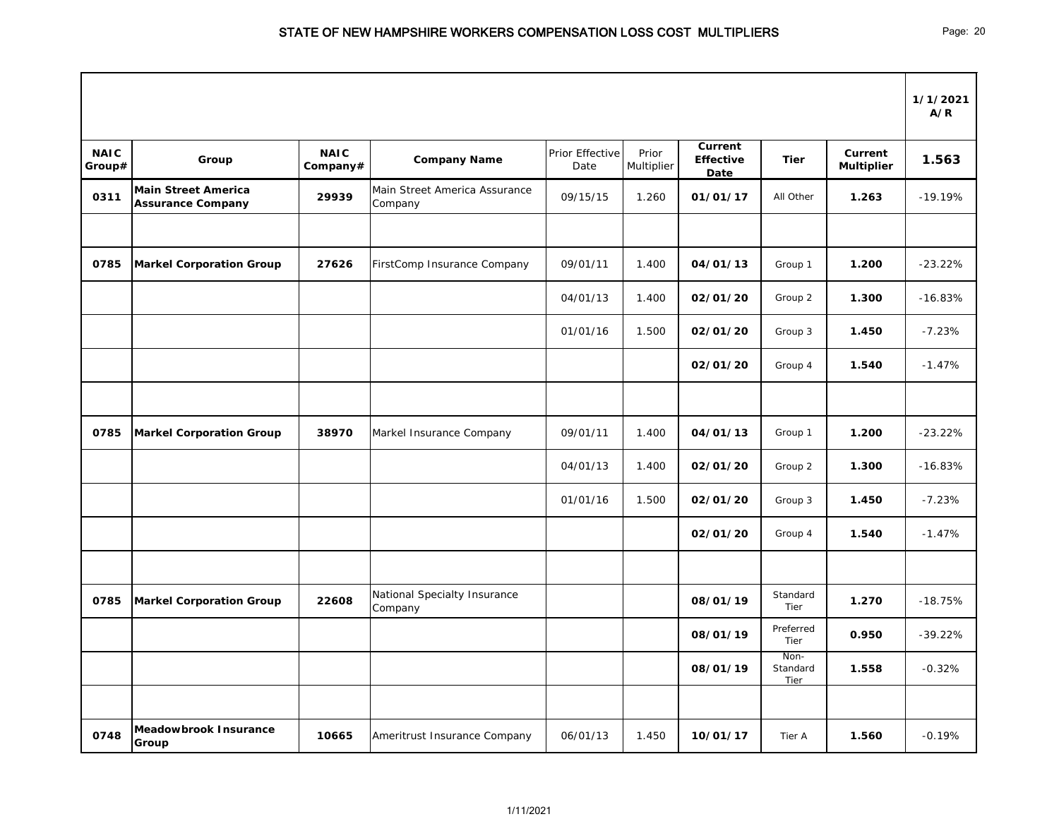# STATE OF NEW HAMPSHIRE WORKERS COMPENSATION LOSS COST MULTIPLIERS

| | | | | | | | | | 1/1/2021 A/R |
|---|---|---|---|---|---|---|---|---|---|
| **NAIC Group#** | **Group** | **NAIC Company#** | **Company Name** | Prior Effective Date | Prior Multiplier | **Current Effective Date** | **Tier** | **Current Multiplier** | **1.563** |
| **0311** | **Main Street America Assurance Company** | **29939** | Main Street America Assurance Company | 09/15/15 | 1.260 | **01/01/17** | All Other | **1.263** | -19.19% |
| | | | | | | | | | |
| **0785** | **Markel Corporation Group** | **27626** | FirstComp Insurance Company | 09/01/11 | 1.400 | **04/01/13** | Group 1 | **1.200** | -23.22% |
| | | | | 04/01/13 | 1.400 | **02/01/20** | Group 2 | **1.300** | -16.83% |
| | | | | 01/01/16 | 1.500 | **02/01/20** | Group 3 | **1.450** | -7.23% |
| | | | | | | **02/01/20** | Group 4 | **1.540** | -1.47% |
| | | | | | | | | | |
| **0785** | **Markel Corporation Group** | **38970** | Markel Insurance Company | 09/01/11 | 1.400 | **04/01/13** | Group 1 | **1.200** | -23.22% |
| | | | | 04/01/13 | 1.400 | **02/01/20** | Group 2 | **1.300** | -16.83% |
| | | | | 01/01/16 | 1.500 | **02/01/20** | Group 3 | **1.450** | -7.23% |
| | | | | | | **02/01/20** | Group 4 | **1.540** | -1.47% |
| | | | | | | | | | |
| **0785** | **Markel Corporation Group** | **22608** | National Specialty Insurance Company | | | **08/01/19** | Standard Tier | **1.270** | -18.75% |
| | | | | | | **08/01/19** | Preferred Tier | **0.950** | -39.22% |
| | | | | | | **08/01/19** | Non-Standard Tier | **1.558** | -0.32% |
| | | | | | | | | | |
| **0748** | **Meadowbrook Insurance Group** | **10665** | Ameritrust Insurance Company | 06/01/13 | 1.450 | **10/01/17** | Tier A | **1.560** | -0.19% |

1/11/2021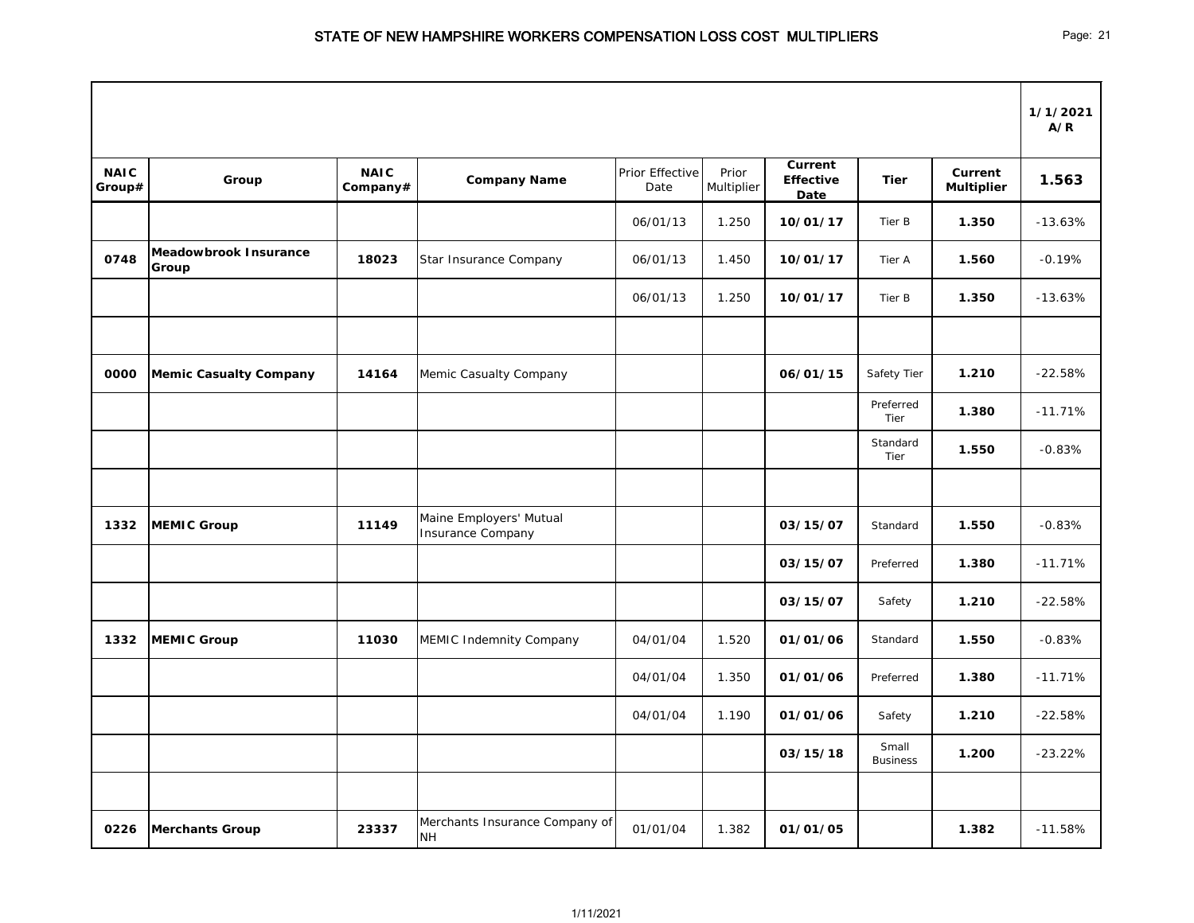# STATE OF NEW HAMPSHIRE WORKERS COMPENSATION LOSS COST MULTIPLIERS

| | | | | | | | | | 1/1/2021 A/R |
|---|---|---|---|---|---|---|---|---|---|
| **NAIC Group#** | **Group** | **NAIC Company#** | **Company Name** | Prior Effective Date | Prior Multiplier | **Current Effective Date** | **Tier** | **Current Multiplier** | **1.563** |
| | | | | 06/01/13 | 1.250 | **10/01/17** | Tier B | **1.350** | -13.63% |
| **0748** | **Meadowbrook Insurance Group** | **18023** | Star Insurance Company | 06/01/13 | 1.450 | **10/01/17** | Tier A | **1.560** | -0.19% |
| | | | | 06/01/13 | 1.250 | **10/01/17** | Tier B | **1.350** | -13.63% |
| | | | | | | | | | |
| **0000** | **Memic Casualty Company** | **14164** | Memic Casualty Company | | | **06/01/15** | Safety Tier | **1.210** | -22.58% |
| | | | | | | | Preferred Tier | **1.380** | -11.71% |
| | | | | | | | Standard Tier | **1.550** | -0.83% |
| | | | | | | | | | |
| **1332** | **MEMIC Group** | **11149** | Maine Employers' Mutual Insurance Company | | | **03/15/07** | Standard | **1.550** | -0.83% |
| | | | | | | **03/15/07** | Preferred | **1.380** | -11.71% |
| | | | | | | **03/15/07** | Safety | **1.210** | -22.58% |
| **1332** | **MEMIC Group** | **11030** | MEMIC Indemnity Company | 04/01/04 | 1.520 | **01/01/06** | Standard | **1.550** | -0.83% |
| | | | | 04/01/04 | 1.350 | **01/01/06** | Preferred | **1.380** | -11.71% |
| | | | | 04/01/04 | 1.190 | **01/01/06** | Safety | **1.210** | -22.58% |
| | | | | | | **03/15/18** | Small Business | **1.200** | -23.22% |
| | | | | | | | | | |
| **0226** | **Merchants Group** | **23337** | Merchants Insurance Company of NH | 01/01/04 | 1.382 | **01/01/05** | | **1.382** | -11.58% |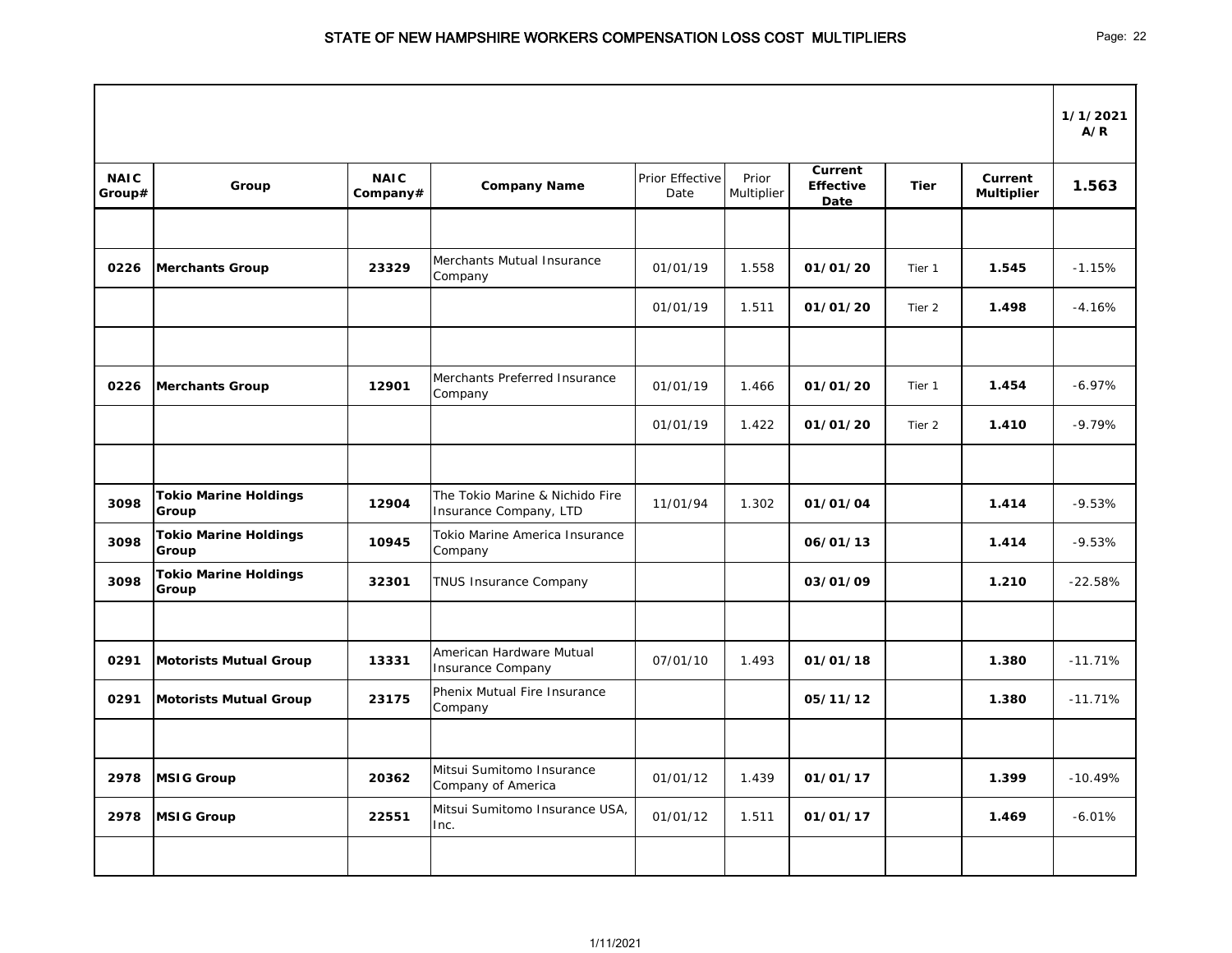# STATE OF NEW HAMPSHIRE WORKERS COMPENSATION LOSS COST MULTIPLIERS

| | | | | | | | | | 1/1/2021 A/R |
|---|---|---|---|---|---|---|---|---|---|
| **NAIC Group#** | **Group** | **NAIC Company#** | **Company Name** | Prior Effective Date | Prior Multiplier | **Current Effective Date** | **Tier** | **Current Multiplier** | **1.563** |
| | | | | | | | | | |
| **0226** | **Merchants Group** | **23329** | Merchants Mutual Insurance Company | 01/01/19 | 1.558 | **01/01/20** | Tier 1 | **1.545** | -1.15% |
| | | | | 01/01/19 | 1.511 | **01/01/20** | Tier 2 | **1.498** | -4.16% |
| | | | | | | | | | |
| **0226** | **Merchants Group** | **12901** | Merchants Preferred Insurance Company | 01/01/19 | 1.466 | **01/01/20** | Tier 1 | **1.454** | -6.97% |
| | | | | 01/01/19 | 1.422 | **01/01/20** | Tier 2 | **1.410** | -9.79% |
| | | | | | | | | | |
| **3098** | **Tokio Marine Holdings Group** | **12904** | The Tokio Marine & Nichido Fire Insurance Company, LTD | 11/01/94 | 1.302 | **01/01/04** | | **1.414** | -9.53% |
| **3098** | **Tokio Marine Holdings Group** | **10945** | Tokio Marine America Insurance Company | | | **06/01/13** | | **1.414** | -9.53% |
| **3098** | **Tokio Marine Holdings Group** | **32301** | TNUS Insurance Company | | | **03/01/09** | | **1.210** | -22.58% |
| | | | | | | | | | |
| **0291** | **Motorists Mutual Group** | **13331** | American Hardware Mutual Insurance Company | 07/01/10 | 1.493 | **01/01/18** | | **1.380** | -11.71% |
| **0291** | **Motorists Mutual Group** | **23175** | Phenix Mutual Fire Insurance Company | | | **05/11/12** | | **1.380** | -11.71% |
| | | | | | | | | | |
| **2978** | **MSIG Group** | **20362** | Mitsui Sumitomo Insurance Company of America | 01/01/12 | 1.439 | **01/01/17** | | **1.399** | -10.49% |
| **2978** | **MSIG Group** | **22551** | Mitsui Sumitomo Insurance USA, Inc. | 01/01/12 | 1.511 | **01/01/17** | | **1.469** | -6.01% |
| | | | | | | | | | |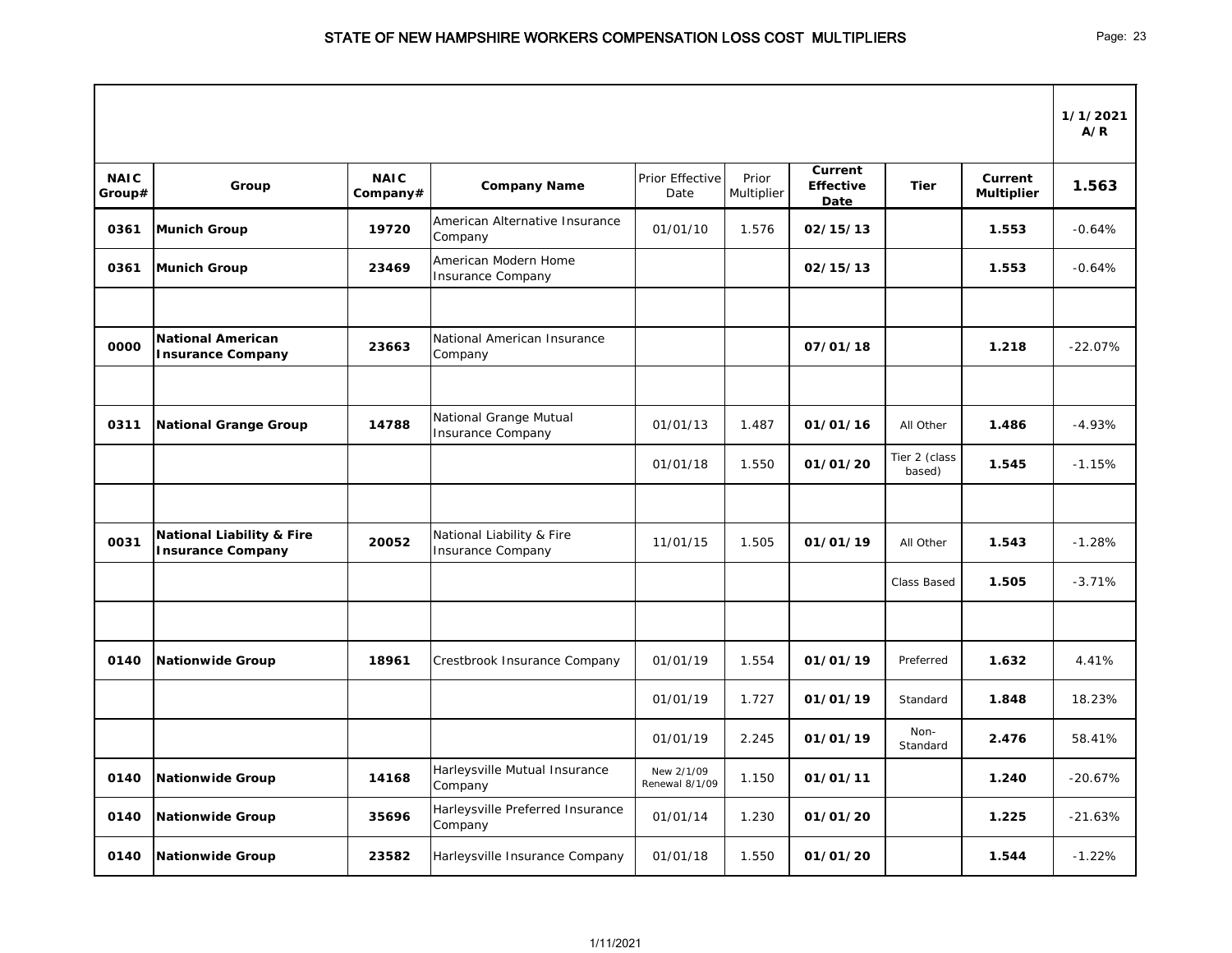# STATE OF NEW HAMPSHIRE WORKERS COMPENSATION LOSS COST MULTIPLIERS

| NAIC Group# | Group | NAIC Company# | Company Name | Prior Effective Date | Prior Multiplier | Current Effective Date | Tier | Current Multiplier | 1/1/2021 A/R 1.563 |
|---|---|---|---|---|---|---|---|---|---|
| 0361 | Munich Group | 19720 | American Alternative Insurance Company | 01/01/10 | 1.576 | 02/15/13 | | 1.553 | -0.64% |
| 0361 | Munich Group | 23469 | American Modern Home Insurance Company | | | 02/15/13 | | 1.553 | -0.64% |
| | | | | | | | | | |
| 0000 | National American Insurance Company | 23663 | National American Insurance Company | | | 07/01/18 | | 1.218 | -22.07% |
| | | | | | | | | | |
| 0311 | National Grange Group | 14788 | National Grange Mutual Insurance Company | 01/01/13 | 1.487 | 01/01/16 | All Other | 1.486 | -4.93% |
| | | | | 01/01/18 | 1.550 | 01/01/20 | Tier 2 (class based) | 1.545 | -1.15% |
| | | | | | | | | | |
| 0031 | National Liability & Fire Insurance Company | 20052 | National Liability & Fire Insurance Company | 11/01/15 | 1.505 | 01/01/19 | All Other | 1.543 | -1.28% |
| | | | | | | | Class Based | 1.505 | -3.71% |
| | | | | | | | | | |
| 0140 | Nationwide Group | 18961 | Crestbrook Insurance Company | 01/01/19 | 1.554 | 01/01/19 | Preferred | 1.632 | 4.41% |
| | | | | 01/01/19 | 1.727 | 01/01/19 | Standard | 1.848 | 18.23% |
| | | | | 01/01/19 | 2.245 | 01/01/19 | Non-Standard | 2.476 | 58.41% |
| 0140 | Nationwide Group | 14168 | Harleysville Mutual Insurance Company | New 2/1/09 Renewal 8/1/09 | 1.150 | 01/01/11 | | 1.240 | -20.67% |
| 0140 | Nationwide Group | 35696 | Harleysville Preferred Insurance Company | 01/01/14 | 1.230 | 01/01/20 | | 1.225 | -21.63% |
| 0140 | Nationwide Group | 23582 | Harleysville Insurance Company | 01/01/18 | 1.550 | 01/01/20 | | 1.544 | -1.22% |

1/11/2021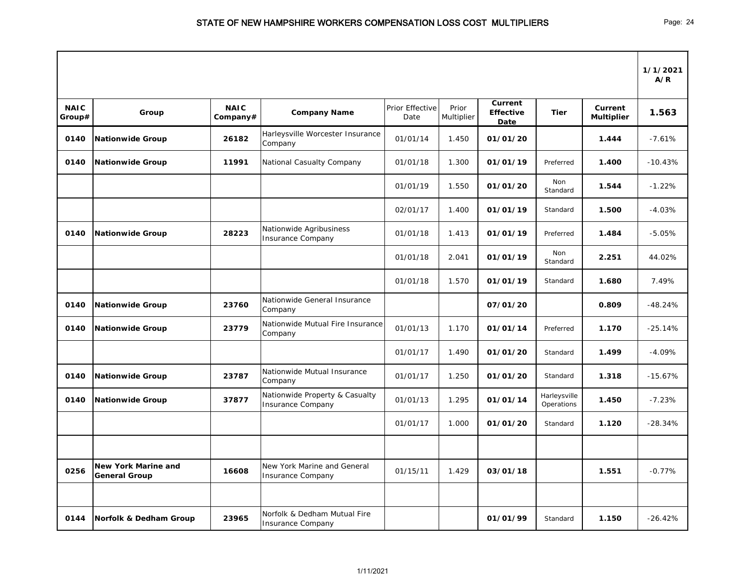# STATE OF NEW HAMPSHIRE WORKERS COMPENSATION LOSS COST MULTIPLIERS

| | | | | | | | | | 1/1/2021 A/R |
|---|---|---|---|---|---|---|---|---|---|
| **NAIC Group#** | **Group** | **NAIC Company#** | **Company Name** | Prior Effective Date | Prior Multiplier | **Current Effective Date** | **Tier** | **Current Multiplier** | **1.563** |
| **0140** | **Nationwide Group** | **26182** | Harleysville Worcester Insurance Company | 01/01/14 | 1.450 | **01/01/20** | | **1.444** | -7.61% |
| **0140** | **Nationwide Group** | **11991** | National Casualty Company | 01/01/18 | 1.300 | **01/01/19** | Preferred | **1.400** | -10.43% |
| | | | | 01/01/19 | 1.550 | **01/01/20** | Non Standard | **1.544** | -1.22% |
| | | | | 02/01/17 | 1.400 | **01/01/19** | Standard | **1.500** | -4.03% |
| **0140** | **Nationwide Group** | **28223** | Nationwide Agribusiness Insurance Company | 01/01/18 | 1.413 | **01/01/19** | Preferred | **1.484** | -5.05% |
| | | | | 01/01/18 | 2.041 | **01/01/19** | Non Standard | **2.251** | 44.02% |
| | | | | 01/01/18 | 1.570 | **01/01/19** | Standard | **1.680** | 7.49% |
| **0140** | **Nationwide Group** | **23760** | Nationwide General Insurance Company | | | **07/01/20** | | **0.809** | -48.24% |
| **0140** | **Nationwide Group** | **23779** | Nationwide Mutual Fire Insurance Company | 01/01/13 | 1.170 | **01/01/14** | Preferred | **1.170** | -25.14% |
| | | | | 01/01/17 | 1.490 | **01/01/20** | Standard | **1.499** | -4.09% |
| **0140** | **Nationwide Group** | **23787** | Nationwide Mutual Insurance Company | 01/01/17 | 1.250 | **01/01/20** | Standard | **1.318** | -15.67% |
| **0140** | **Nationwide Group** | **37877** | Nationwide Property & Casualty Insurance Company | 01/01/13 | 1.295 | **01/01/14** | Harleysville Operations | **1.450** | -7.23% |
| | | | | 01/01/17 | 1.000 | **01/01/20** | Standard | **1.120** | -28.34% |
| | | | | | | | | | |
| **0256** | **New York Marine and General Group** | **16608** | New York Marine and General Insurance Company | 01/15/11 | 1.429 | **03/01/18** | | **1.551** | -0.77% |
| | | | | | | | | | |
| **0144** | **Norfolk & Dedham Group** | **23965** | Norfolk & Dedham Mutual Fire Insurance Company | | | **01/01/99** | Standard | **1.150** | -26.42% |

1/11/2021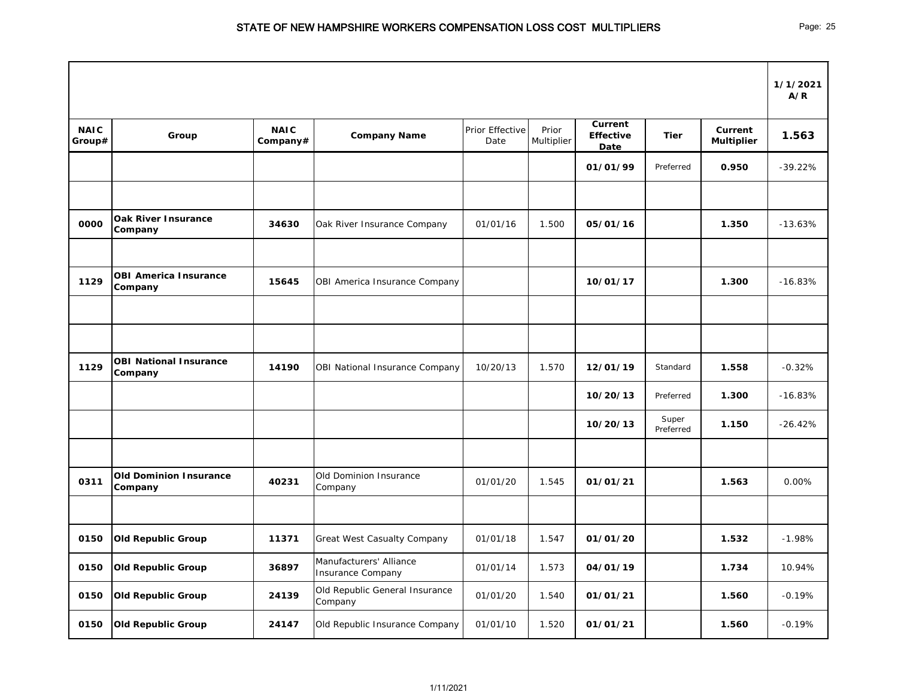# STATE OF NEW HAMPSHIRE WORKERS COMPENSATION LOSS COST MULTIPLIERS

| | | | | | | | | | 1/1/2021 A/R |
|---|---|---|---|---|---|---|---|---|---|
| **NAIC Group#** | **Group** | **NAIC Company#** | **Company Name** | Prior Effective Date | Prior Multiplier | **Current Effective Date** | **Tier** | **Current Multiplier** | **1.563** |
| | | | | | | **01/01/99** | Preferred | **0.950** | -39.22% |
| | | | | | | | | | |
| **0000** | **Oak River Insurance Company** | **34630** | Oak River Insurance Company | 01/01/16 | 1.500 | **05/01/16** | | **1.350** | -13.63% |
| | | | | | | | | | |
| **1129** | **OBI America Insurance Company** | **15645** | OBI America Insurance Company | | | **10/01/17** | | **1.300** | -16.83% |
| | | | | | | | | | |
| | | | | | | | | | |
| **1129** | **OBI National Insurance Company** | **14190** | OBI National Insurance Company | 10/20/13 | 1.570 | **12/01/19** | Standard | **1.558** | -0.32% |
| | | | | | | **10/20/13** | Preferred | **1.300** | -16.83% |
| | | | | | | **10/20/13** | Super Preferred | **1.150** | -26.42% |
| | | | | | | | | | |
| **0311** | **Old Dominion Insurance Company** | **40231** | Old Dominion Insurance Company | 01/01/20 | 1.545 | **01/01/21** | | **1.563** | 0.00% |
| | | | | | | | | | |
| **0150** | **Old Republic Group** | **11371** | Great West Casualty Company | 01/01/18 | 1.547 | **01/01/20** | | **1.532** | -1.98% |
| **0150** | **Old Republic Group** | **36897** | Manufacturers' Alliance Insurance Company | 01/01/14 | 1.573 | **04/01/19** | | **1.734** | 10.94% |
| **0150** | **Old Republic Group** | **24139** | Old Republic General Insurance Company | 01/01/20 | 1.540 | **01/01/21** | | **1.560** | -0.19% |
| **0150** | **Old Republic Group** | **24147** | Old Republic Insurance Company | 01/01/10 | 1.520 | **01/01/21** | | **1.560** | -0.19% |

1/11/2021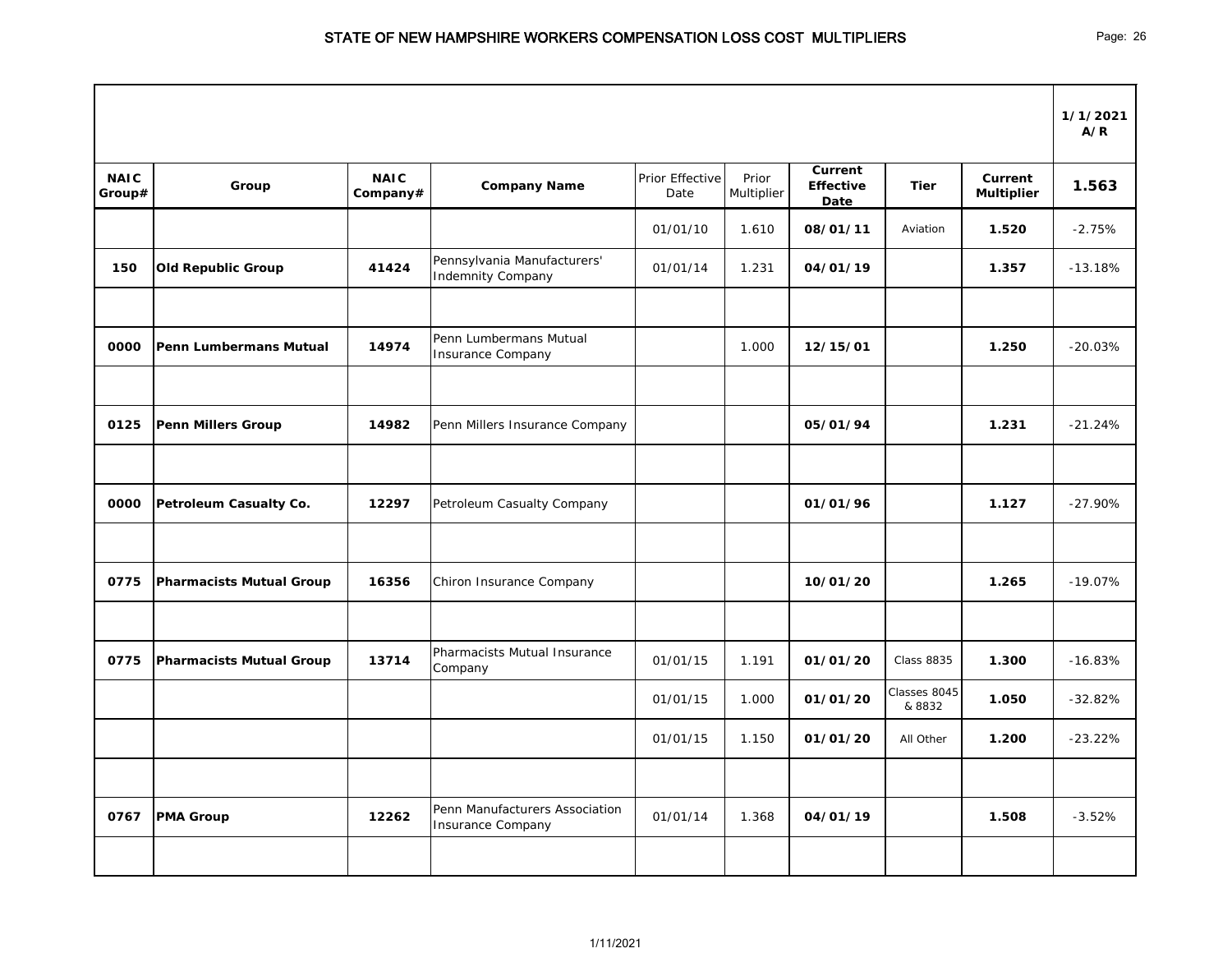# STATE OF NEW HAMPSHIRE WORKERS COMPENSATION LOSS COST MULTIPLIERS

| | | | | | | | | | 1/1/2021 A/R |
|---|---|---|---|---|---|---|---|---|---|
| **NAIC Group#** | **Group** | **NAIC Company#** | **Company Name** | Prior Effective Date | Prior Multiplier | **Current Effective Date** | **Tier** | **Current Multiplier** | **1.563** |
| | | | | 01/01/10 | 1.610 | **08/01/11** | Aviation | **1.520** | -2.75% |
| **150** | **Old Republic Group** | **41424** | Pennsylvania Manufacturers' Indemnity Company | 01/01/14 | 1.231 | **04/01/19** | | **1.357** | -13.18% |
| | | | | | | | | | |
| **0000** | **Penn Lumbermans Mutual** | **14974** | Penn Lumbermans Mutual Insurance Company | | 1.000 | **12/15/01** | | **1.250** | -20.03% |
| | | | | | | | | | |
| **0125** | **Penn Millers Group** | **14982** | Penn Millers Insurance Company | | | **05/01/94** | | **1.231** | -21.24% |
| | | | | | | | | | |
| **0000** | **Petroleum Casualty Co.** | **12297** | Petroleum Casualty Company | | | **01/01/96** | | **1.127** | -27.90% |
| | | | | | | | | | |
| **0775** | **Pharmacists Mutual Group** | **16356** | Chiron Insurance Company | | | **10/01/20** | | **1.265** | -19.07% |
| | | | | | | | | | |
| **0775** | **Pharmacists Mutual Group** | **13714** | Pharmacists Mutual Insurance Company | 01/01/15 | 1.191 | **01/01/20** | Class 8835 | **1.300** | -16.83% |
| | | | | 01/01/15 | 1.000 | **01/01/20** | Classes 8045 & 8832 | **1.050** | -32.82% |
| | | | | 01/01/15 | 1.150 | **01/01/20** | All Other | **1.200** | -23.22% |
| | | | | | | | | | |
| **0767** | **PMA Group** | **12262** | Penn Manufacturers Association Insurance Company | 01/01/14 | 1.368 | **04/01/19** | | **1.508** | -3.52% |
| | | | | | | | | | |

1/11/2021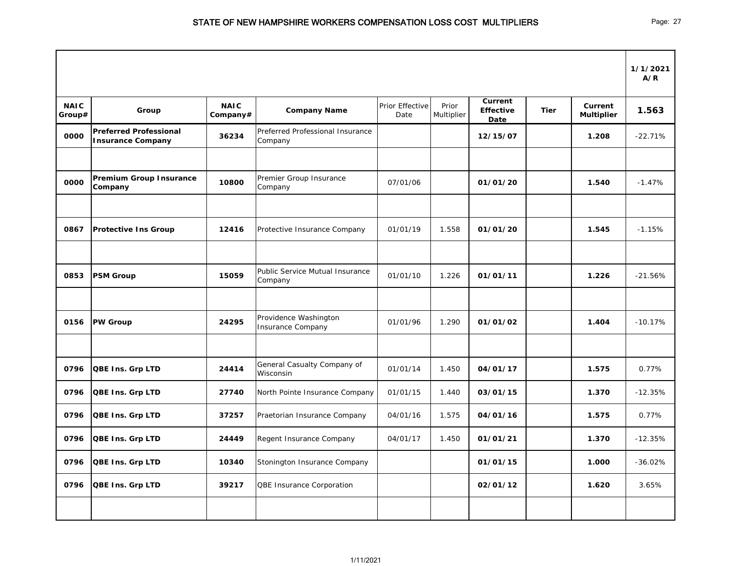# STATE OF NEW HAMPSHIRE WORKERS COMPENSATION LOSS COST MULTIPLIERS

| | | | | | | | | | 1/1/2021 A/R |
|---|---|---|---|---|---|---|---|---|---|
| **NAIC Group#** | **Group** | **NAIC Company#** | **Company Name** | Prior Effective Date | Prior Multiplier | **Current Effective Date** | **Tier** | **Current Multiplier** | **1.563** |
| **0000** | **Preferred Professional Insurance Company** | **36234** | Preferred Professional Insurance Company | | | **12/15/07** | | **1.208** | -22.71% |
| | | | | | | | | | |
| **0000** | **Premium Group Insurance Company** | **10800** | Premier Group Insurance Company | 07/01/06 | | **01/01/20** | | **1.540** | -1.47% |
| | | | | | | | | | |
| **0867** | **Protective Ins Group** | **12416** | Protective Insurance Company | 01/01/19 | 1.558 | **01/01/20** | | **1.545** | -1.15% |
| | | | | | | | | | |
| **0853** | **PSM Group** | **15059** | Public Service Mutual Insurance Company | 01/01/10 | 1.226 | **01/01/11** | | **1.226** | -21.56% |
| | | | | | | | | | |
| **0156** | **PW Group** | **24295** | Providence Washington Insurance Company | 01/01/96 | 1.290 | **01/01/02** | | **1.404** | -10.17% |
| | | | | | | | | | |
| **0796** | **QBE Ins. Grp LTD** | **24414** | General Casualty Company of Wisconsin | 01/01/14 | 1.450 | **04/01/17** | | **1.575** | 0.77% |
| **0796** | **QBE Ins. Grp LTD** | **27740** | North Pointe Insurance Company | 01/01/15 | 1.440 | **03/01/15** | | **1.370** | -12.35% |
| **0796** | **QBE Ins. Grp LTD** | **37257** | Praetorian Insurance Company | 04/01/16 | 1.575 | **04/01/16** | | **1.575** | 0.77% |
| **0796** | **QBE Ins. Grp LTD** | **24449** | Regent Insurance Company | 04/01/17 | 1.450 | **01/01/21** | | **1.370** | -12.35% |
| **0796** | **QBE Ins. Grp LTD** | **10340** | Stonington Insurance Company | | | **01/01/15** | | **1.000** | -36.02% |
| **0796** | **QBE Ins. Grp LTD** | **39217** | QBE Insurance Corporation | | | **02/01/12** | | **1.620** | 3.65% |
| | | | | | | | | | |

1/11/2021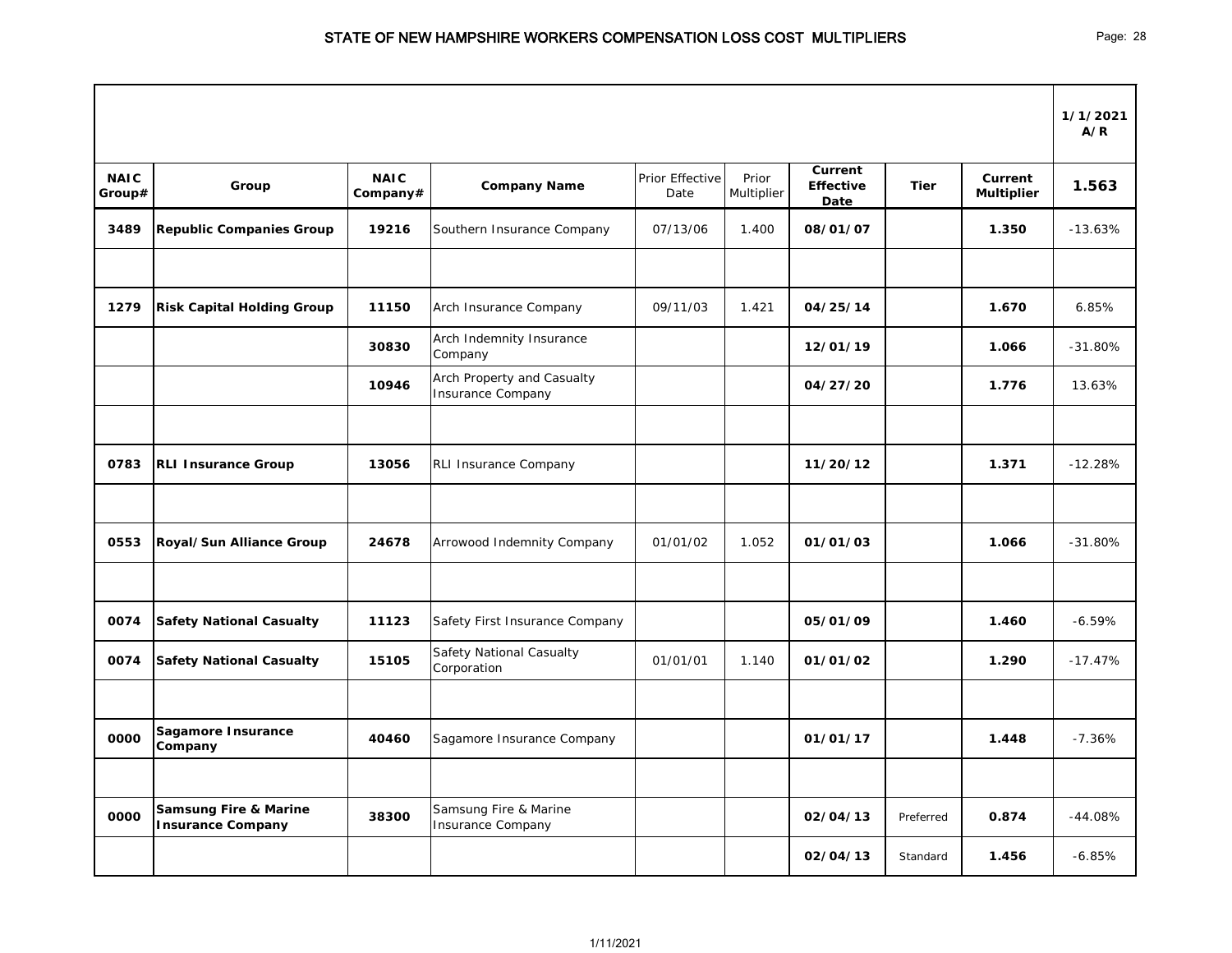# STATE OF NEW HAMPSHIRE WORKERS COMPENSATION LOSS COST MULTIPLIERS

| NAIC Group# | Group | NAIC Company# | Company Name | Prior Effective Date | Prior Multiplier | Current Effective Date | Tier | Current Multiplier | 1/1/2021 A/R 1.563 |
|---|---|---|---|---|---|---|---|---|---|
| 3489 | Republic Companies Group | 19216 | Southern Insurance Company | 07/13/06 | 1.400 | 08/01/07 | | 1.350 | -13.63% |
| | | | | | | | | | |
| 1279 | Risk Capital Holding Group | 11150 | Arch Insurance Company | 09/11/03 | 1.421 | 04/25/14 | | 1.670 | 6.85% |
| | | 30830 | Arch Indemnity Insurance Company | | | 12/01/19 | | 1.066 | -31.80% |
| | | 10946 | Arch Property and Casualty Insurance Company | | | 04/27/20 | | 1.776 | 13.63% |
| | | | | | | | | | |
| 0783 | RLI Insurance Group | 13056 | RLI Insurance Company | | | 11/20/12 | | 1.371 | -12.28% |
| | | | | | | | | | |
| 0553 | Royal/Sun Alliance Group | 24678 | Arrowood Indemnity Company | 01/01/02 | 1.052 | 01/01/03 | | 1.066 | -31.80% |
| | | | | | | | | | |
| 0074 | Safety National Casualty | 11123 | Safety First Insurance Company | | | 05/01/09 | | 1.460 | -6.59% |
| 0074 | Safety National Casualty | 15105 | Safety National Casualty Corporation | 01/01/01 | 1.140 | 01/01/02 | | 1.290 | -17.47% |
| | | | | | | | | | |
| 0000 | Sagamore Insurance Company | 40460 | Sagamore Insurance Company | | | 01/01/17 | | 1.448 | -7.36% |
| | | | | | | | | | |
| 0000 | Samsung Fire & Marine Insurance Company | 38300 | Samsung Fire & Marine Insurance Company | | | 02/04/13 | Preferred | 0.874 | -44.08% |
| | | | | | | 02/04/13 | Standard | 1.456 | -6.85% |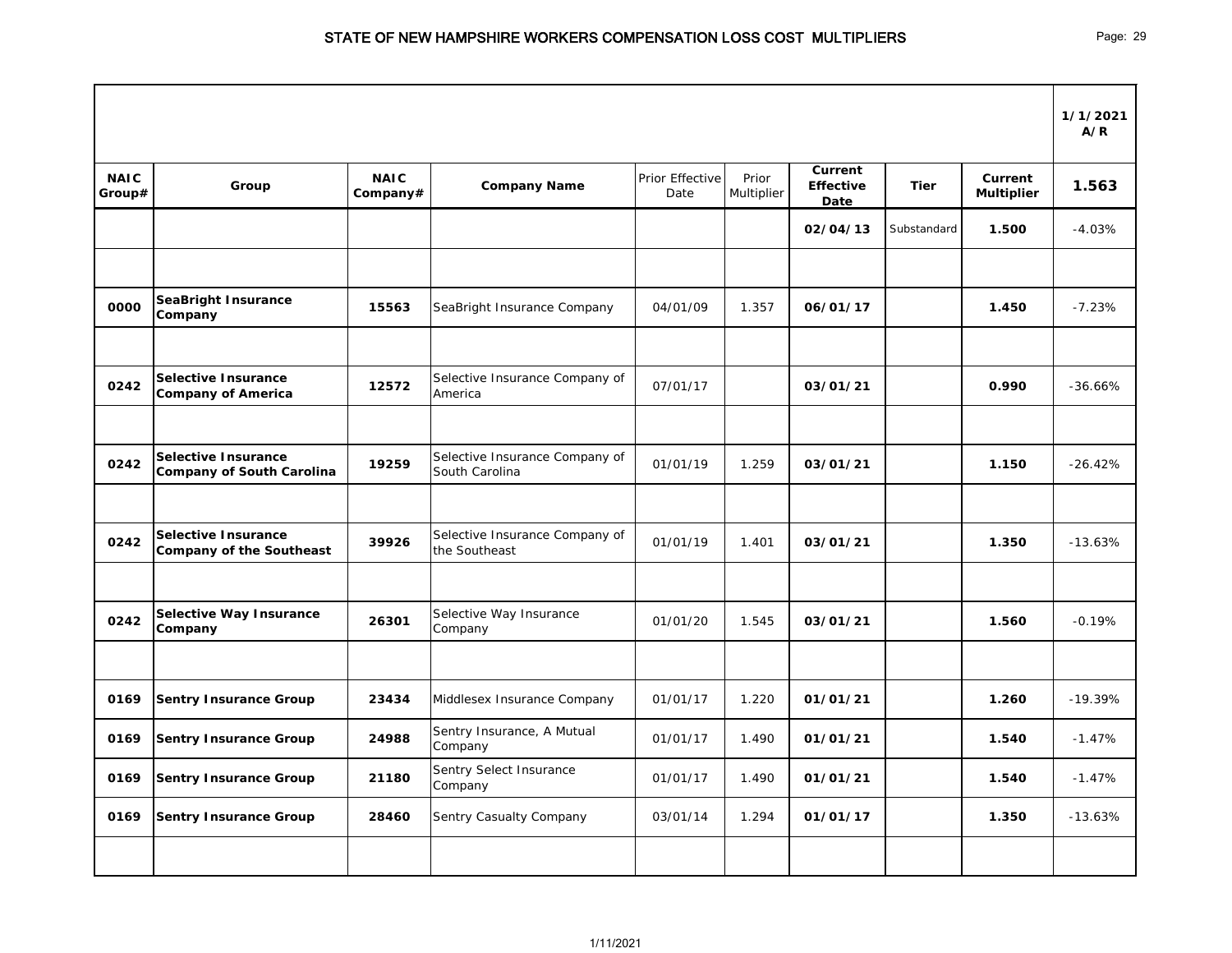# STATE OF NEW HAMPSHIRE WORKERS COMPENSATION LOSS COST MULTIPLIERS

| NAIC Group# | Group | NAIC Company# | Company Name | Prior Effective Date | Prior Multiplier | Current Effective Date | Tier | Current Multiplier | 1/1/2021 A/R 1.563 |
|---|---|---|---|---|---|---|---|---|---|
| | | | | | | **02/04/13** | Substandard | **1.500** | -4.03% |
| | | | | | | | | | |
| **0000** | **SeaBright Insurance Company** | **15563** | SeaBright Insurance Company | 04/01/09 | 1.357 | **06/01/17** | | **1.450** | -7.23% |
| | | | | | | | | | |
| **0242** | **Selective Insurance Company of America** | **12572** | Selective Insurance Company of America | 07/01/17 | | **03/01/21** | | **0.990** | -36.66% |
| | | | | | | | | | |
| **0242** | **Selective Insurance Company of South Carolina** | **19259** | Selective Insurance Company of South Carolina | 01/01/19 | 1.259 | **03/01/21** | | **1.150** | -26.42% |
| | | | | | | | | | |
| **0242** | **Selective Insurance Company of the Southeast** | **39926** | Selective Insurance Company of the Southeast | 01/01/19 | 1.401 | **03/01/21** | | **1.350** | -13.63% |
| | | | | | | | | | |
| **0242** | **Selective Way Insurance Company** | **26301** | Selective Way Insurance Company | 01/01/20 | 1.545 | **03/01/21** | | **1.560** | -0.19% |
| | | | | | | | | | |
| **0169** | **Sentry Insurance Group** | **23434** | Middlesex Insurance Company | 01/01/17 | 1.220 | **01/01/21** | | **1.260** | -19.39% |
| **0169** | **Sentry Insurance Group** | **24988** | Sentry Insurance, A Mutual Company | 01/01/17 | 1.490 | **01/01/21** | | **1.540** | -1.47% |
| **0169** | **Sentry Insurance Group** | **21180** | Sentry Select Insurance Company | 01/01/17 | 1.490 | **01/01/21** | | **1.540** | -1.47% |
| **0169** | **Sentry Insurance Group** | **28460** | Sentry Casualty Company | 03/01/14 | 1.294 | **01/01/17** | | **1.350** | -13.63% |
| | | | | | | | | | |

1/11/2021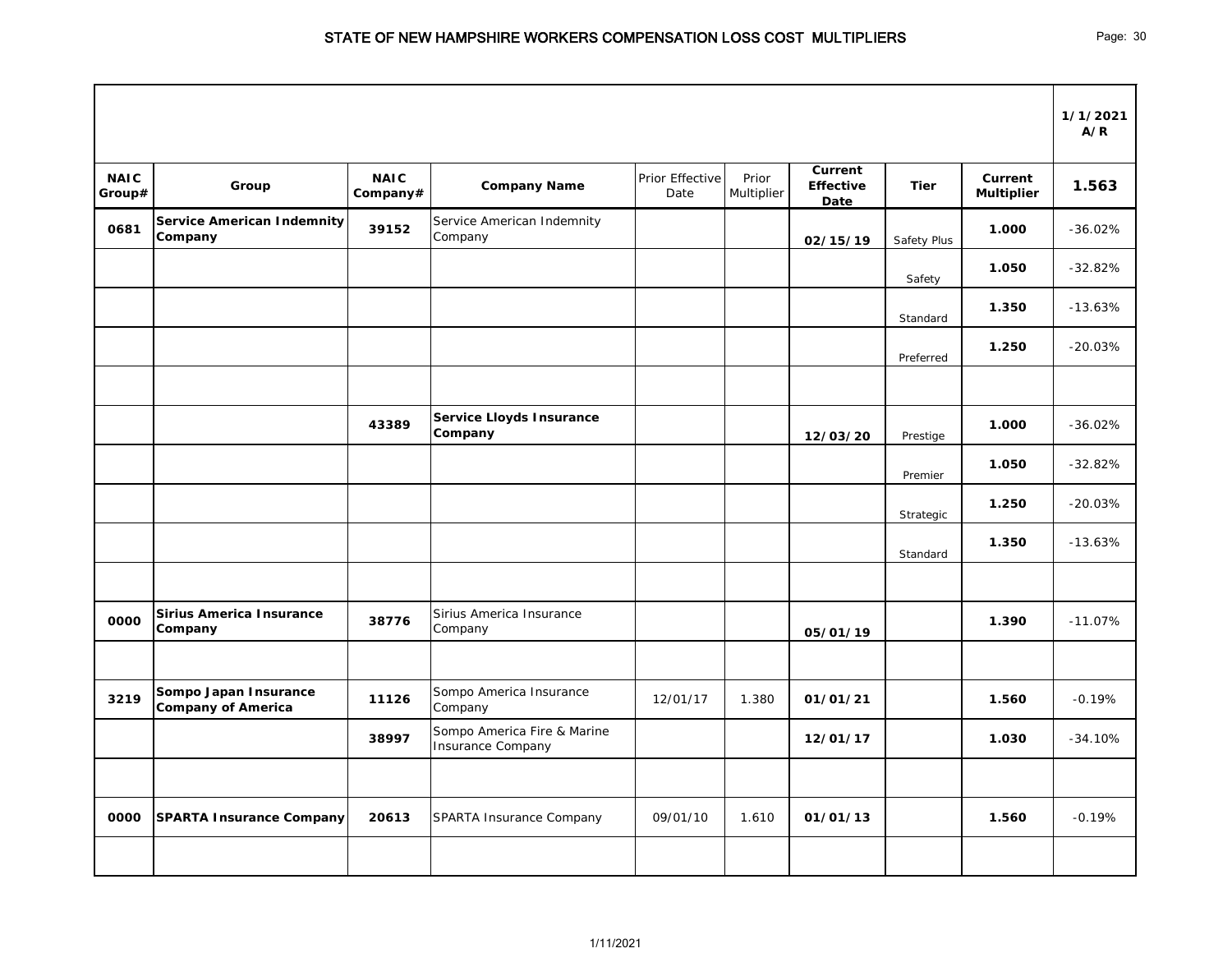# STATE OF NEW HAMPSHIRE WORKERS COMPENSATION LOSS COST MULTIPLIERS

| | | | | | | | | | 1/1/2021 A/R |
|---|---|---|---|---|---|---|---|---|---|
| **NAIC Group#** | **Group** | **NAIC Company#** | **Company Name** | Prior Effective Date | Prior Multiplier | **Current Effective Date** | **Tier** | **Current Multiplier** | **1.563** |
| **0681** | **Service American Indemnity Company** | **39152** | Service American Indemnity Company | | | **02/15/19** | Safety Plus | **1.000** | -36.02% |
| | | | | | | | Safety | **1.050** | -32.82% |
| | | | | | | | Standard | **1.350** | -13.63% |
| | | | | | | | Preferred | **1.250** | -20.03% |
| | | | | | | | | | |
| | | **43389** | **Service Lloyds Insurance Company** | | | **12/03/20** | Prestige | **1.000** | -36.02% |
| | | | | | | | Premier | **1.050** | -32.82% |
| | | | | | | | Strategic | **1.250** | -20.03% |
| | | | | | | | Standard | **1.350** | -13.63% |
| | | | | | | | | | |
| **0000** | **Sirius America Insurance Company** | **38776** | Sirius America Insurance Company | | | **05/01/19** | | **1.390** | -11.07% |
| | | | | | | | | | |
| **3219** | **Sompo Japan Insurance Company of America** | **11126** | Sompo America Insurance Company | 12/01/17 | 1.380 | **01/01/21** | | **1.560** | -0.19% |
| | | **38997** | Sompo America Fire & Marine Insurance Company | | | **12/01/17** | | **1.030** | -34.10% |
| | | | | | | | | | |
| **0000** | **SPARTA Insurance Company** | **20613** | SPARTA Insurance Company | 09/01/10 | 1.610 | **01/01/13** | | **1.560** | -0.19% |
| | | | | | | | | | |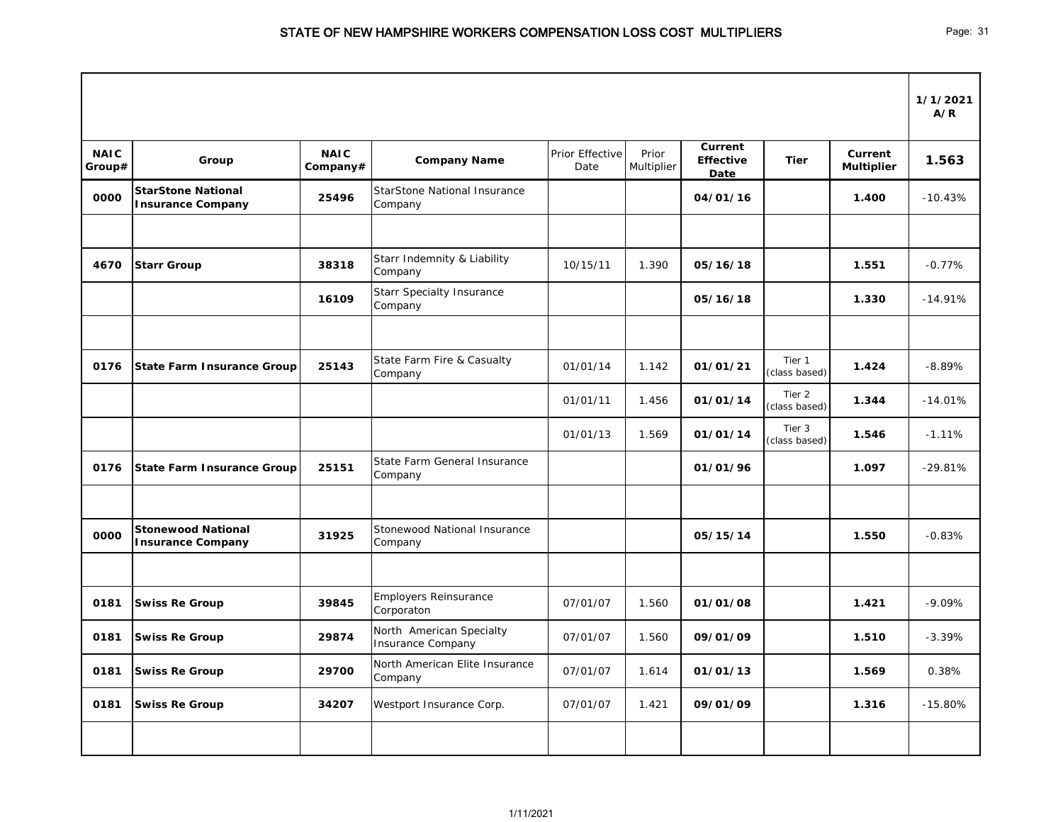# STATE OF NEW HAMPSHIRE WORKERS COMPENSATION LOSS COST MULTIPLIERS

| NAIC Group# | Group | NAIC Company# | Company Name | Prior Effective Date | Prior Multiplier | Current Effective Date | Tier | Current Multiplier | 1/1/2021 A/R 1.563 |
|---|---|---|---|---|---|---|---|---|---|
| **0000** | **StarStone National Insurance Company** | **25496** | StarStone National Insurance Company | | | **04/01/16** | | **1.400** | -10.43% |
| | | | | | | | | | |
| **4670** | **Starr Group** | **38318** | Starr Indemnity & Liability Company | 10/15/11 | 1.390 | **05/16/18** | | **1.551** | -0.77% |
| | | **16109** | Starr Specialty Insurance Company | | | **05/16/18** | | **1.330** | -14.91% |
| | | | | | | | | | |
| **0176** | **State Farm Insurance Group** | **25143** | State Farm Fire & Casualty Company | 01/01/14 | 1.142 | **01/01/21** | Tier 1 (class based) | **1.424** | -8.89% |
| | | | | 01/01/11 | 1.456 | **01/01/14** | Tier 2 (class based) | **1.344** | -14.01% |
| | | | | 01/01/13 | 1.569 | **01/01/14** | Tier 3 (class based) | **1.546** | -1.11% |
| **0176** | **State Farm Insurance Group** | **25151** | State Farm General Insurance Company | | | **01/01/96** | | **1.097** | -29.81% |
| | | | | | | | | | |
| **0000** | **Stonewood National Insurance Company** | **31925** | Stonewood National Insurance Company | | | **05/15/14** | | **1.550** | -0.83% |
| | | | | | | | | | |
| **0181** | **Swiss Re Group** | **39845** | Employers Reinsurance Corporaton | 07/01/07 | 1.560 | **01/01/08** | | **1.421** | -9.09% |
| **0181** | **Swiss Re Group** | **29874** | North American Specialty Insurance Company | 07/01/07 | 1.560 | **09/01/09** | | **1.510** | -3.39% |
| **0181** | **Swiss Re Group** | **29700** | North American Elite Insurance Company | 07/01/07 | 1.614 | **01/01/13** | | **1.569** | 0.38% |
| **0181** | **Swiss Re Group** | **34207** | Westport Insurance Corp. | 07/01/07 | 1.421 | **09/01/09** | | **1.316** | -15.80% |
| | | | | | | | | | |

1/11/2021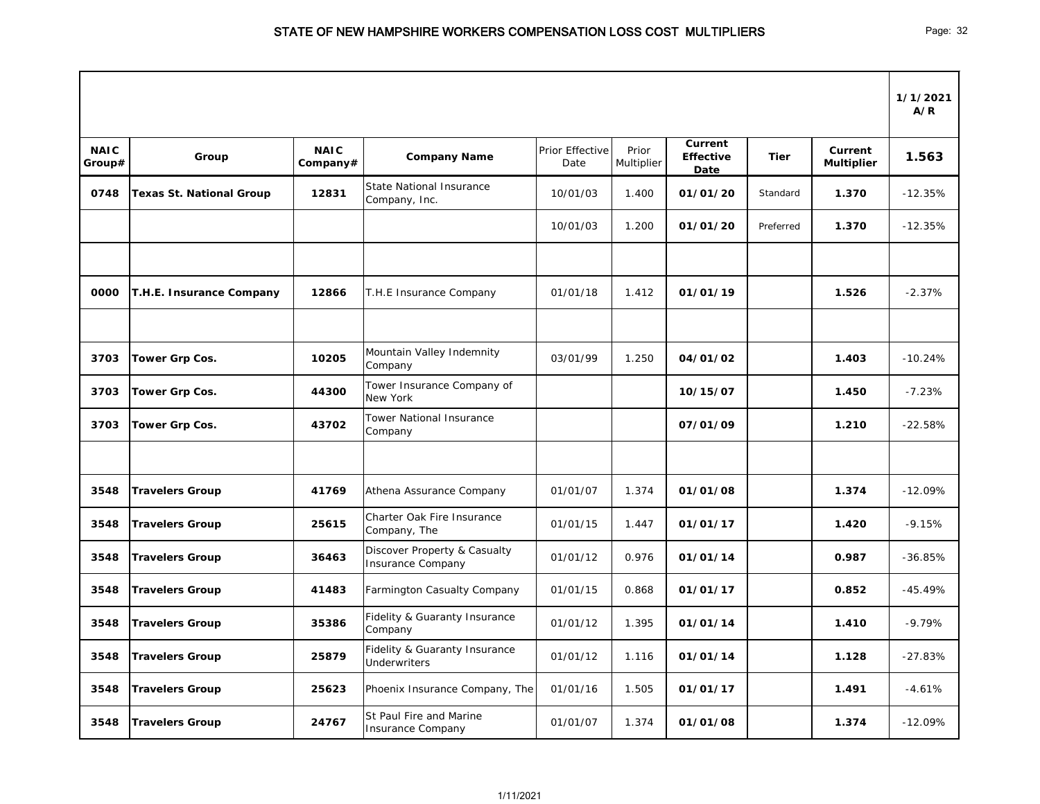# STATE OF NEW HAMPSHIRE WORKERS COMPENSATION LOSS COST MULTIPLIERS

| | | | | | | | | | 1/1/2021 A/R |
|---|---|---|---|---|---|---|---|---|---|
| **NAIC Group#** | **Group** | **NAIC Company#** | **Company Name** | Prior Effective Date | Prior Multiplier | **Current Effective Date** | **Tier** | **Current Multiplier** | **1.563** |
| **0748** | **Texas St. National Group** | **12831** | State National Insurance Company, Inc. | 10/01/03 | 1.400 | **01/01/20** | Standard | **1.370** | -12.35% |
| | | | | 10/01/03 | 1.200 | **01/01/20** | Preferred | **1.370** | -12.35% |
| | | | | | | | | | |
| **0000** | **T.H.E. Insurance Company** | **12866** | T.H.E Insurance Company | 01/01/18 | 1.412 | **01/01/19** | | **1.526** | -2.37% |
| | | | | | | | | | |
| **3703** | **Tower Grp Cos.** | **10205** | Mountain Valley Indemnity Company | 03/01/99 | 1.250 | **04/01/02** | | **1.403** | -10.24% |
| **3703** | **Tower Grp Cos.** | **44300** | Tower Insurance Company of New York | | | **10/15/07** | | **1.450** | -7.23% |
| **3703** | **Tower Grp Cos.** | **43702** | Tower National Insurance Company | | | **07/01/09** | | **1.210** | -22.58% |
| | | | | | | | | | |
| **3548** | **Travelers Group** | **41769** | Athena Assurance Company | 01/01/07 | 1.374 | **01/01/08** | | **1.374** | -12.09% |
| **3548** | **Travelers Group** | **25615** | Charter Oak Fire Insurance Company, The | 01/01/15 | 1.447 | **01/01/17** | | **1.420** | -9.15% |
| **3548** | **Travelers Group** | **36463** | Discover Property & Casualty Insurance Company | 01/01/12 | 0.976 | **01/01/14** | | **0.987** | -36.85% |
| **3548** | **Travelers Group** | **41483** | Farmington Casualty Company | 01/01/15 | 0.868 | **01/01/17** | | **0.852** | -45.49% |
| **3548** | **Travelers Group** | **35386** | Fidelity & Guaranty Insurance Company | 01/01/12 | 1.395 | **01/01/14** | | **1.410** | -9.79% |
| **3548** | **Travelers Group** | **25879** | Fidelity & Guaranty Insurance Underwriters | 01/01/12 | 1.116 | **01/01/14** | | **1.128** | -27.83% |
| **3548** | **Travelers Group** | **25623** | Phoenix Insurance Company, The | 01/01/16 | 1.505 | **01/01/17** | | **1.491** | -4.61% |
| **3548** | **Travelers Group** | **24767** | St Paul Fire and Marine Insurance Company | 01/01/07 | 1.374 | **01/01/08** | | **1.374** | -12.09% |

1/11/2021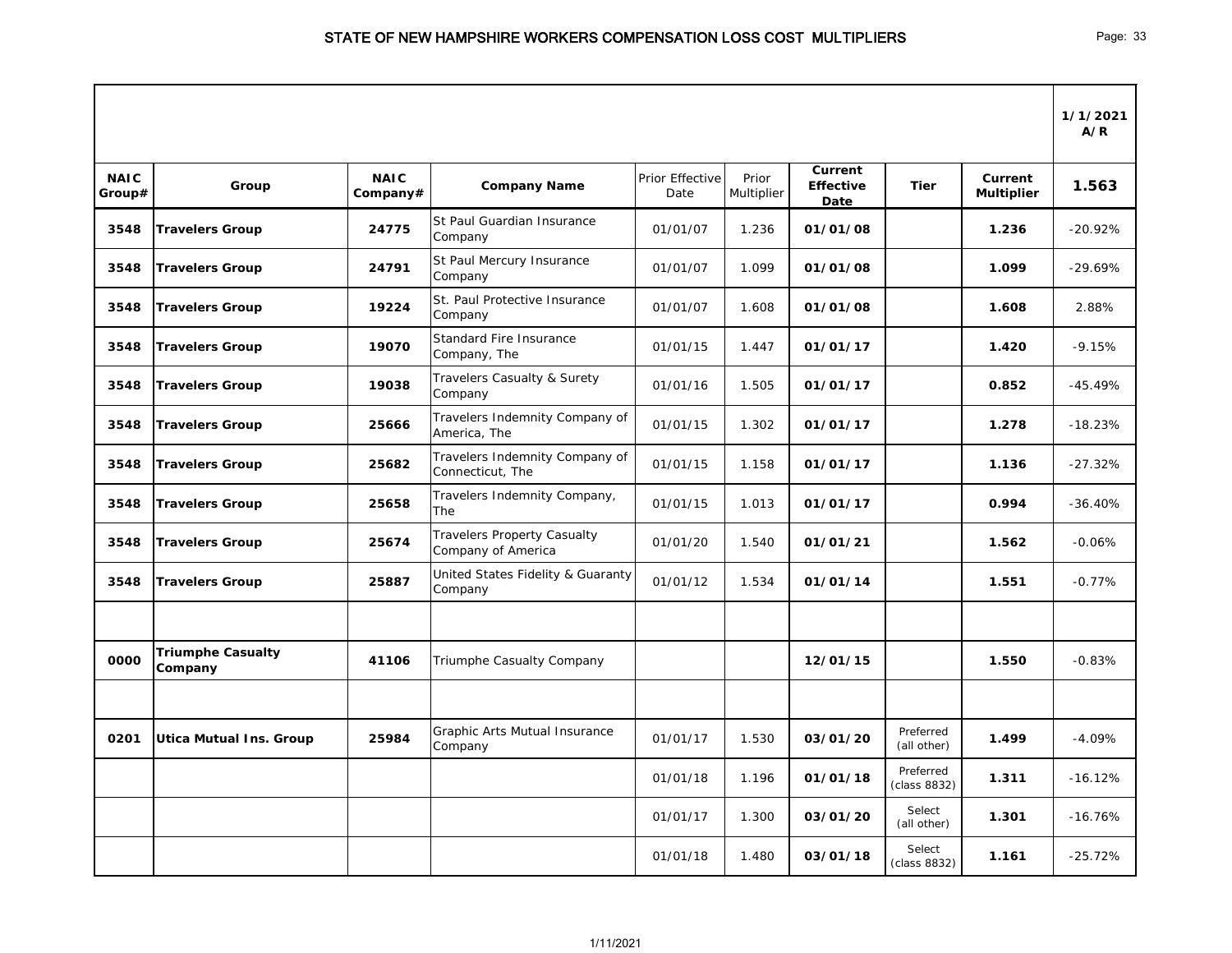## STATE OF NEW HAMPSHIRE WORKERS COMPENSATION LOSS COST MULTIPLIERS

| | | | | | | | | | 1/1/2021 A/R |
|---|---|---|---|---|---|---|---|---|---|
| **NAIC Group#** | **Group** | **NAIC Company#** | **Company Name** | Prior Effective Date | Prior Multiplier | **Current Effective Date** | **Tier** | **Current Multiplier** | **1.563** |
| **3548** | **Travelers Group** | **24775** | St Paul Guardian Insurance Company | 01/01/07 | 1.236 | **01/01/08** | | **1.236** | -20.92% |
| **3548** | **Travelers Group** | **24791** | St Paul Mercury Insurance Company | 01/01/07 | 1.099 | **01/01/08** | | **1.099** | -29.69% |
| **3548** | **Travelers Group** | **19224** | St. Paul Protective Insurance Company | 01/01/07 | 1.608 | **01/01/08** | | **1.608** | 2.88% |
| **3548** | **Travelers Group** | **19070** | Standard Fire Insurance Company, The | 01/01/15 | 1.447 | **01/01/17** | | **1.420** | -9.15% |
| **3548** | **Travelers Group** | **19038** | Travelers Casualty & Surety Company | 01/01/16 | 1.505 | **01/01/17** | | **0.852** | -45.49% |
| **3548** | **Travelers Group** | **25666** | Travelers Indemnity Company of America, The | 01/01/15 | 1.302 | **01/01/17** | | **1.278** | -18.23% |
| **3548** | **Travelers Group** | **25682** | Travelers Indemnity Company of Connecticut, The | 01/01/15 | 1.158 | **01/01/17** | | **1.136** | -27.32% |
| **3548** | **Travelers Group** | **25658** | Travelers Indemnity Company, The | 01/01/15 | 1.013 | **01/01/17** | | **0.994** | -36.40% |
| **3548** | **Travelers Group** | **25674** | Travelers Property Casualty Company of America | 01/01/20 | 1.540 | **01/01/21** | | **1.562** | -0.06% |
| **3548** | **Travelers Group** | **25887** | United States Fidelity & Guaranty Company | 01/01/12 | 1.534 | **01/01/14** | | **1.551** | -0.77% |
| | | | | | | | | | |
| **0000** | **Triumphe Casualty Company** | **41106** | Triumphe Casualty Company | | | **12/01/15** | | **1.550** | -0.83% |
| | | | | | | | | | |
| **0201** | **Utica Mutual Ins. Group** | **25984** | Graphic Arts Mutual Insurance Company | 01/01/17 | 1.530 | **03/01/20** | Preferred (all other) | **1.499** | -4.09% |
| | | | | 01/01/18 | 1.196 | **01/01/18** | Preferred (class 8832) | **1.311** | -16.12% |
| | | | | 01/01/17 | 1.300 | **03/01/20** | Select (all other) | **1.301** | -16.76% |
| | | | | 01/01/18 | 1.480 | **03/01/18** | Select (class 8832) | **1.161** | -25.72% |

1/11/2021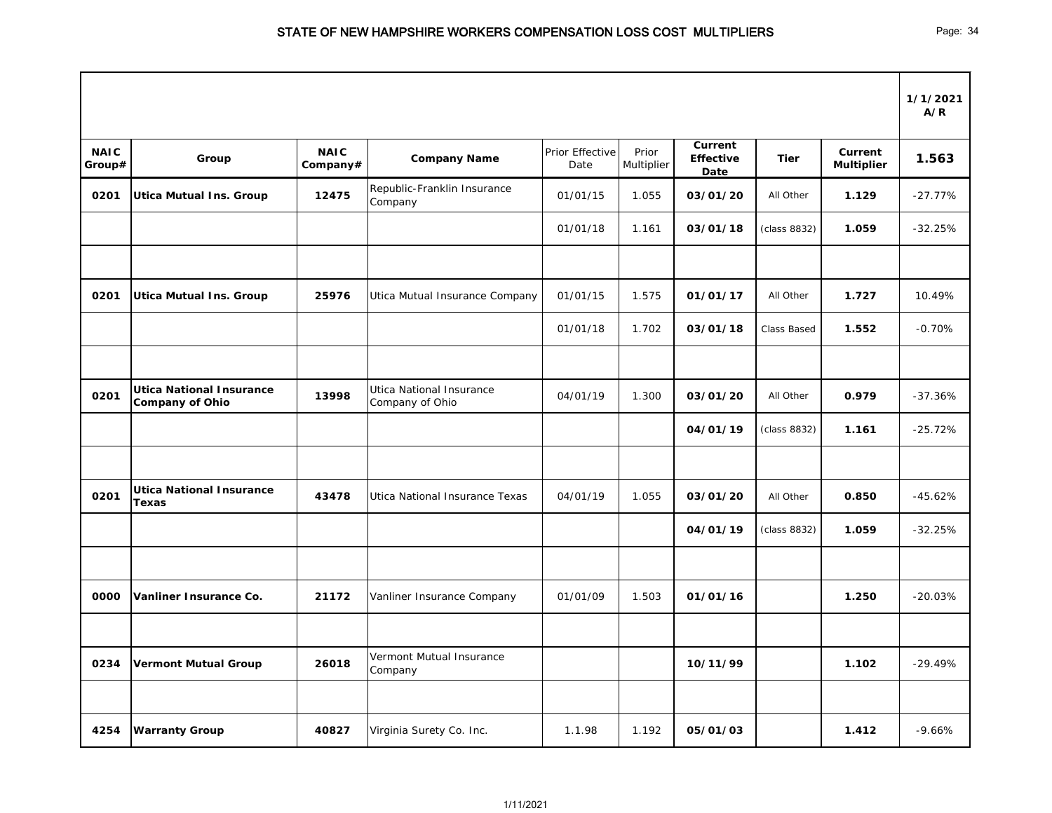# STATE OF NEW HAMPSHIRE WORKERS COMPENSATION LOSS COST MULTIPLIERS

| | | | | | | | | | 1/1/2021 A/R |
|---|---|---|---|---|---|---|---|---|---|
| **NAIC Group#** | **Group** | **NAIC Company#** | **Company Name** | Prior Effective Date | Prior Multiplier | **Current Effective Date** | **Tier** | **Current Multiplier** | **1.563** |
| **0201** | **Utica Mutual Ins. Group** | **12475** | Republic-Franklin Insurance Company | 01/01/15 | 1.055 | **03/01/20** | All Other | **1.129** | -27.77% |
| | | | | 01/01/18 | 1.161 | **03/01/18** | (class 8832) | **1.059** | -32.25% |
| | | | | | | | | | |
| **0201** | **Utica Mutual Ins. Group** | **25976** | Utica Mutual Insurance Company | 01/01/15 | 1.575 | **01/01/17** | All Other | **1.727** | 10.49% |
| | | | | 01/01/18 | 1.702 | **03/01/18** | Class Based | **1.552** | -0.70% |
| | | | | | | | | | |
| **0201** | **Utica National Insurance Company of Ohio** | **13998** | Utica National Insurance Company of Ohio | 04/01/19 | 1.300 | **03/01/20** | All Other | **0.979** | -37.36% |
| | | | | | | **04/01/19** | (class 8832) | **1.161** | -25.72% |
| | | | | | | | | | |
| **0201** | **Utica National Insurance Texas** | **43478** | Utica National Insurance Texas | 04/01/19 | 1.055 | **03/01/20** | All Other | **0.850** | -45.62% |
| | | | | | | **04/01/19** | (class 8832) | **1.059** | -32.25% |
| | | | | | | | | | |
| **0000** | **Vanliner Insurance Co.** | **21172** | Vanliner Insurance Company | 01/01/09 | 1.503 | **01/01/16** | | **1.250** | -20.03% |
| | | | | | | | | | |
| **0234** | **Vermont Mutual Group** | **26018** | Vermont Mutual Insurance Company | | | **10/11/99** | | **1.102** | -29.49% |
| | | | | | | | | | |
| **4254** | **Warranty Group** | **40827** | Virginia Surety Co. Inc. | 1.1.98 | 1.192 | **05/01/03** | | **1.412** | -9.66% |

1/11/2021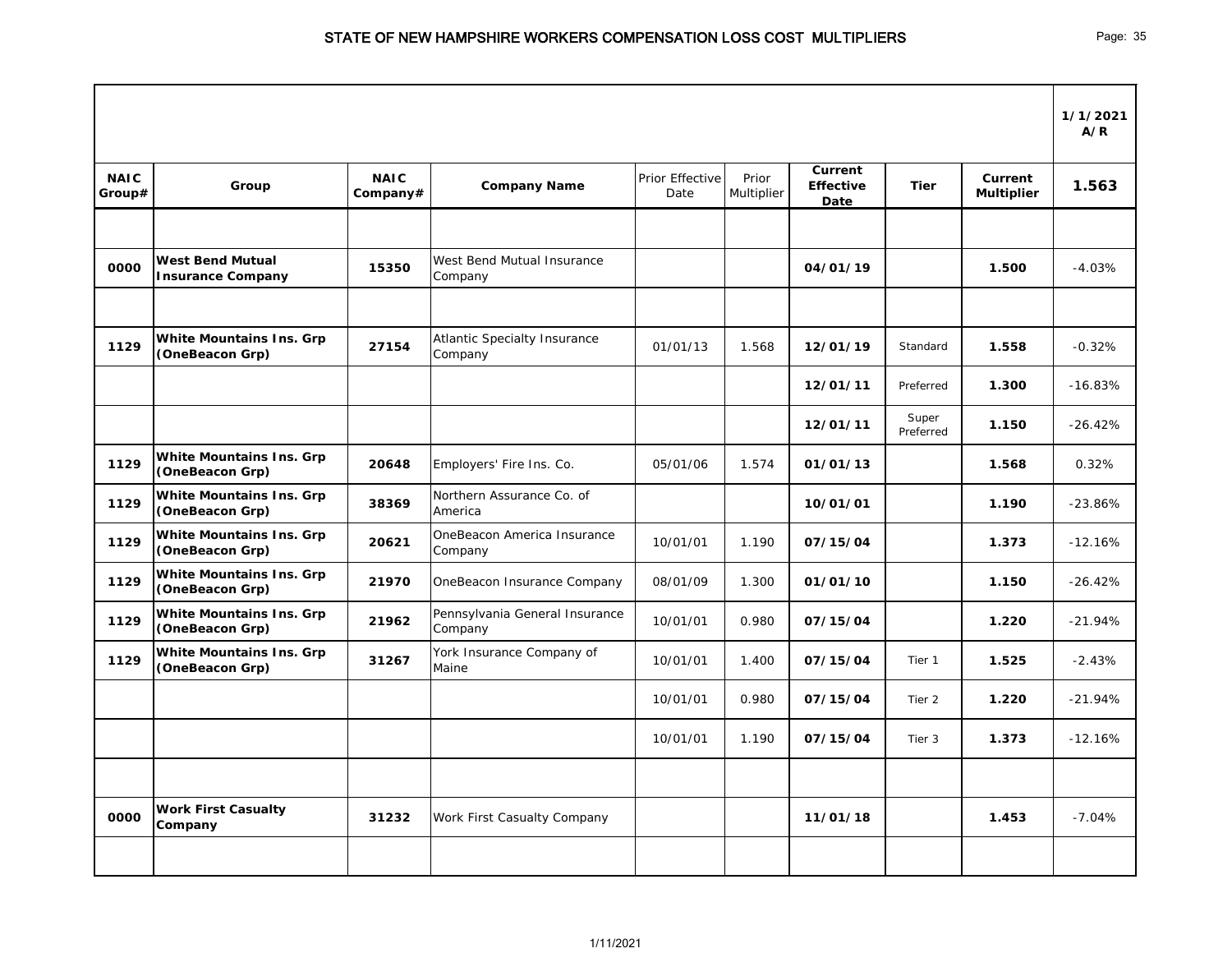# STATE OF NEW HAMPSHIRE WORKERS COMPENSATION LOSS COST MULTIPLIERS

| NAIC Group# | Group | NAIC Company# | Company Name | Prior Effective Date | Prior Multiplier | Current Effective Date | Tier | Current Multiplier | 1/1/2021 A/R 1.563 |
|---|---|---|---|---|---|---|---|---|---|
| | | | | | | | | | |
| 0000 | **West Bend Mutual Insurance Company** | 15350 | West Bend Mutual Insurance Company | | | 04/01/19 | | 1.500 | -4.03% |
| | | | | | | | | | |
| 1129 | **White Mountains Ins. Grp (OneBeacon Grp)** | 27154 | Atlantic Specialty Insurance Company | 01/01/13 | 1.568 | 12/01/19 | Standard | 1.558 | -0.32% |
| | | | | | | 12/01/11 | Preferred | 1.300 | -16.83% |
| | | | | | | 12/01/11 | Super Preferred | 1.150 | -26.42% |
| 1129 | **White Mountains Ins. Grp (OneBeacon Grp)** | 20648 | Employers' Fire Ins. Co. | 05/01/06 | 1.574 | 01/01/13 | | 1.568 | 0.32% |
| 1129 | **White Mountains Ins. Grp (OneBeacon Grp)** | 38369 | Northern Assurance Co. of America | | | 10/01/01 | | 1.190 | -23.86% |
| 1129 | **White Mountains Ins. Grp (OneBeacon Grp)** | 20621 | OneBeacon America Insurance Company | 10/01/01 | 1.190 | 07/15/04 | | 1.373 | -12.16% |
| 1129 | **White Mountains Ins. Grp (OneBeacon Grp)** | 21970 | OneBeacon Insurance Company | 08/01/09 | 1.300 | 01/01/10 | | 1.150 | -26.42% |
| 1129 | **White Mountains Ins. Grp (OneBeacon Grp)** | 21962 | Pennsylvania General Insurance Company | 10/01/01 | 0.980 | 07/15/04 | | 1.220 | -21.94% |
| 1129 | **White Mountains Ins. Grp (OneBeacon Grp)** | 31267 | York Insurance Company of Maine | 10/01/01 | 1.400 | 07/15/04 | Tier 1 | 1.525 | -2.43% |
| | | | | 10/01/01 | 0.980 | 07/15/04 | Tier 2 | 1.220 | -21.94% |
| | | | | 10/01/01 | 1.190 | 07/15/04 | Tier 3 | 1.373 | -12.16% |
| | | | | | | | | | |
| 0000 | **Work First Casualty Company** | 31232 | Work First Casualty Company | | | 11/01/18 | | 1.453 | -7.04% |
| | | | | | | | | | |

1/11/2021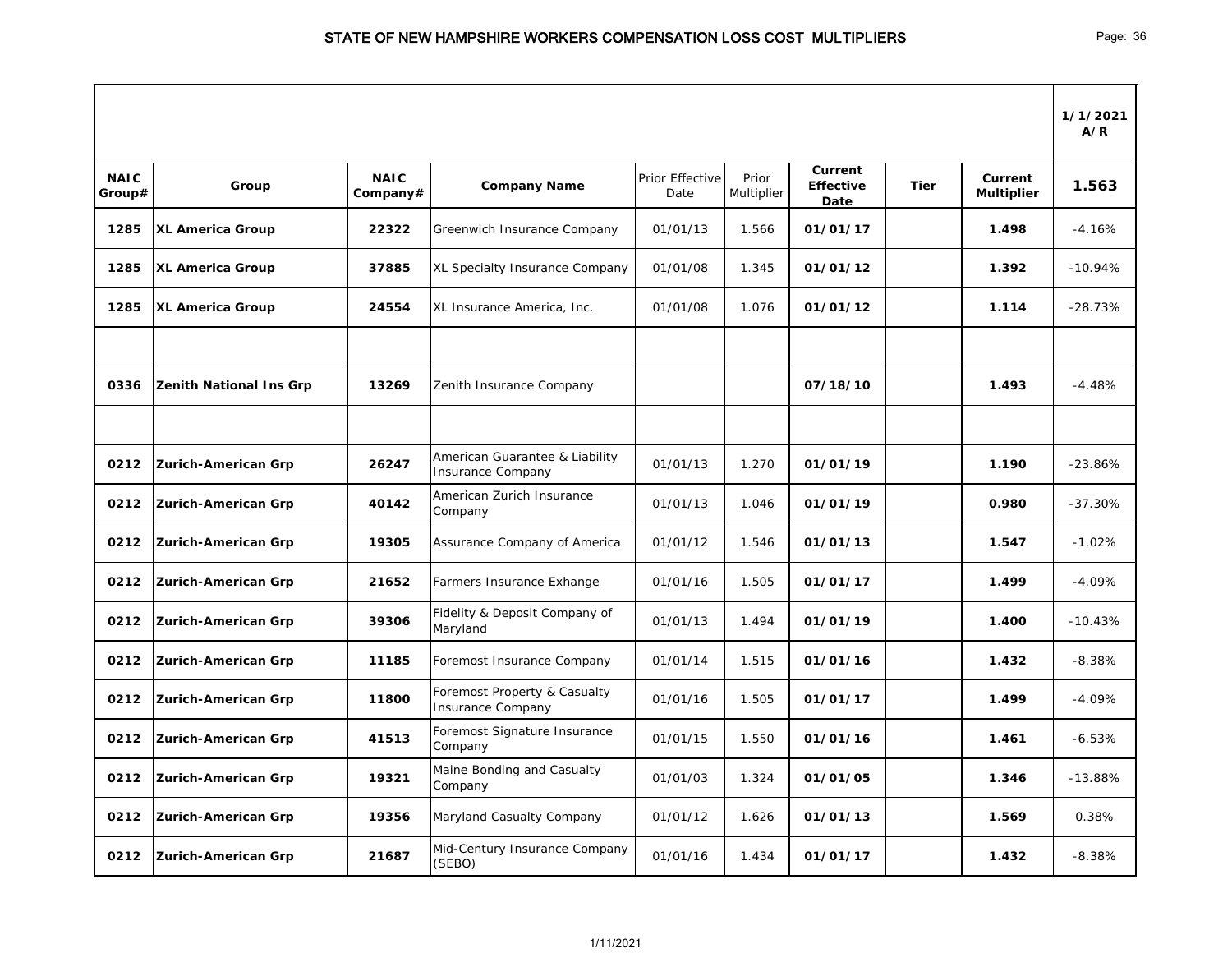# STATE OF NEW HAMPSHIRE WORKERS COMPENSATION LOSS COST MULTIPLIERS

| | | | | | | | | | 1/1/2021 A/R |
|---|---|---|---|---|---|---|---|---|---|
| **NAIC Group#** | **Group** | **NAIC Company#** | **Company Name** | Prior Effective Date | Prior Multiplier | **Current Effective Date** | **Tier** | **Current Multiplier** | **1.563** |
| **1285** | **XL America Group** | **22322** | Greenwich Insurance Company | 01/01/13 | 1.566 | **01/01/17** | | **1.498** | -4.16% |
| **1285** | **XL America Group** | **37885** | XL Specialty Insurance Company | 01/01/08 | 1.345 | **01/01/12** | | **1.392** | -10.94% |
| **1285** | **XL America Group** | **24554** | XL Insurance America, Inc. | 01/01/08 | 1.076 | **01/01/12** | | **1.114** | -28.73% |
| | | | | | | | | | |
| **0336** | **Zenith National Ins Grp** | **13269** | Zenith Insurance Company | | | **07/18/10** | | **1.493** | -4.48% |
| | | | | | | | | | |
| **0212** | **Zurich-American Grp** | **26247** | American Guarantee & Liability Insurance Company | 01/01/13 | 1.270 | **01/01/19** | | **1.190** | -23.86% |
| **0212** | **Zurich-American Grp** | **40142** | American Zurich Insurance Company | 01/01/13 | 1.046 | **01/01/19** | | **0.980** | -37.30% |
| **0212** | **Zurich-American Grp** | **19305** | Assurance Company of America | 01/01/12 | 1.546 | **01/01/13** | | **1.547** | -1.02% |
| **0212** | **Zurich-American Grp** | **21652** | Farmers Insurance Exhange | 01/01/16 | 1.505 | **01/01/17** | | **1.499** | -4.09% |
| **0212** | **Zurich-American Grp** | **39306** | Fidelity & Deposit Company of Maryland | 01/01/13 | 1.494 | **01/01/19** | | **1.400** | -10.43% |
| **0212** | **Zurich-American Grp** | **11185** | Foremost Insurance Company | 01/01/14 | 1.515 | **01/01/16** | | **1.432** | -8.38% |
| **0212** | **Zurich-American Grp** | **11800** | Foremost Property & Casualty Insurance Company | 01/01/16 | 1.505 | **01/01/17** | | **1.499** | -4.09% |
| **0212** | **Zurich-American Grp** | **41513** | Foremost Signature Insurance Company | 01/01/15 | 1.550 | **01/01/16** | | **1.461** | -6.53% |
| **0212** | **Zurich-American Grp** | **19321** | Maine Bonding and Casualty Company | 01/01/03 | 1.324 | **01/01/05** | | **1.346** | -13.88% |
| **0212** | **Zurich-American Grp** | **19356** | Maryland Casualty Company | 01/01/12 | 1.626 | **01/01/13** | | **1.569** | 0.38% |
| **0212** | **Zurich-American Grp** | **21687** | Mid-Century Insurance Company (SEBO) | 01/01/16 | 1.434 | **01/01/17** | | **1.432** | -8.38% |

1/11/2021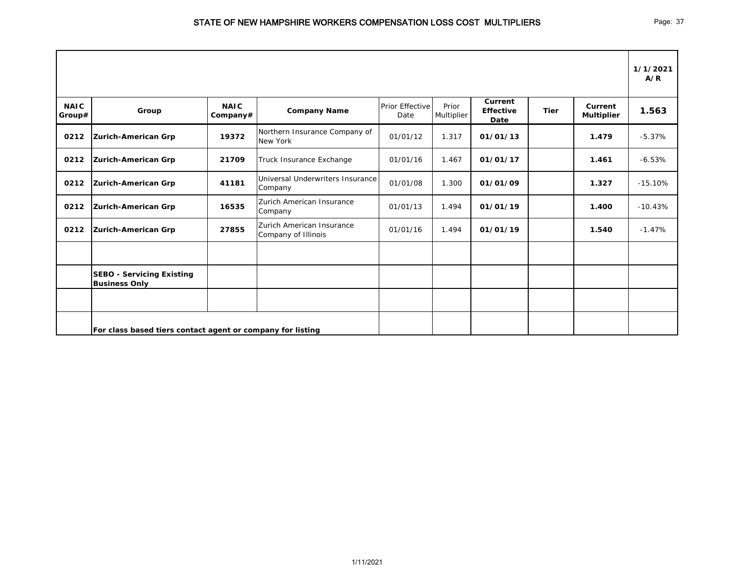## STATE OF NEW HAMPSHIRE WORKERS COMPENSATION LOSS COST MULTIPLIERS

| | | | | | | | | | 1/1/2021 A/R |
|---|---|---|---|---|---|---|---|---|---|
| **NAIC Group#** | **Group** | **NAIC Company#** | **Company Name** | Prior Effective Date | Prior Multiplier | **Current Effective Date** | **Tier** | **Current Multiplier** | **1.563** |
| **0212** | **Zurich-American Grp** | **19372** | Northern Insurance Company of New York | 01/01/12 | 1.317 | **01/01/13** | | **1.479** | -5.37% |
| **0212** | **Zurich-American Grp** | **21709** | Truck Insurance Exchange | 01/01/16 | 1.467 | **01/01/17** | | **1.461** | -6.53% |
| **0212** | **Zurich-American Grp** | **41181** | Universal Underwriters Insurance Company | 01/01/08 | 1.300 | **01/01/09** | | **1.327** | -15.10% |
| **0212** | **Zurich-American Grp** | **16535** | Zurich American Insurance Company | 01/01/13 | 1.494 | **01/01/19** | | **1.400** | -10.43% |
| **0212** | **Zurich-American Grp** | **27855** | Zurich American Insurance Company of Illinois | 01/01/16 | 1.494 | **01/01/19** | | **1.540** | -1.47% |
| | | | | | | | | | |
| | **SEBO - Servicing Existing Business Only** | | | | | | | | |
| | | | | | | | | | |
| | **For class based tiers contact agent or company for listing** | | | | | | | | |

1/11/2021